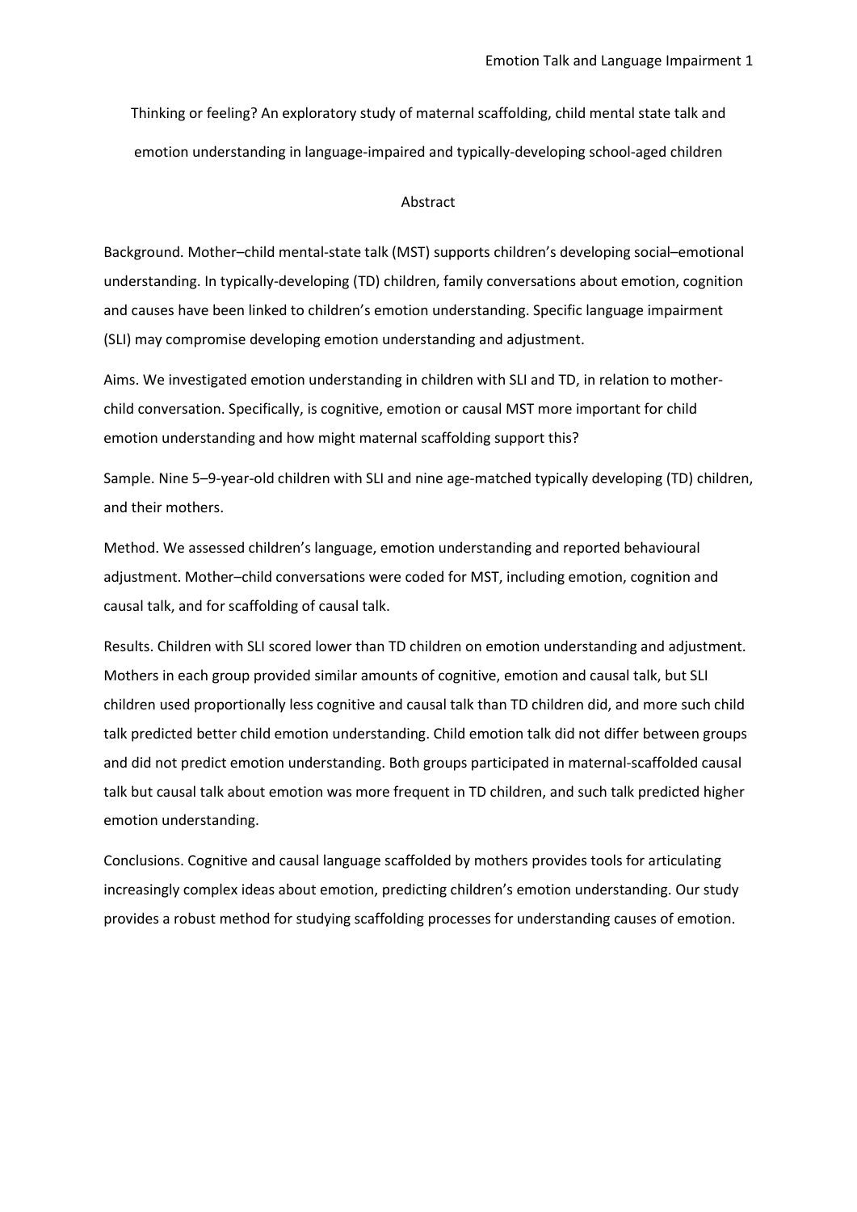# Thinking or feeling? An exploratory study of maternal scaffolding, child mental state talk and emotion understanding in language-impaired and typically-developing school-aged children

## Abstract

Background. Mother–child mental-state talk (MST) supports children's developing social–emotional understanding. In typically-developing (TD) children, family conversations about emotion, cognition and causes have been linked to children's emotion understanding. Specific language impairment (SLI) may compromise developing emotion understanding and adjustment.

Aims. We investigated emotion understanding in children with SLI and TD, in relation to mother-child conversation. Specifically, is cognitive, emotion or causal MST more important for child emotion understanding and how might maternal scaffolding support this?

Sample. Nine 5–9-year-old children with SLI and nine age-matched typically developing (TD) children, and their mothers.

Method. We assessed children's language, emotion understanding and reported behavioural adjustment. Mother–child conversations were coded for MST, including emotion, cognition and causal talk, and for scaffolding of causal talk.

Results. Children with SLI scored lower than TD children on emotion understanding and adjustment. Mothers in each group provided similar amounts of cognitive, emotion and causal talk, but SLI children used proportionally less cognitive and causal talk than TD children did, and more such child talk predicted better child emotion understanding. Child emotion talk did not differ between groups and did not predict emotion understanding. Both groups participated in maternal-scaffolded causal talk but causal talk about emotion was more frequent in TD children, and such talk predicted higher emotion understanding.

Conclusions. Cognitive and causal language scaffolded by mothers provides tools for articulating increasingly complex ideas about emotion, predicting children's emotion understanding. Our study provides a robust method for studying scaffolding processes for understanding causes of emotion.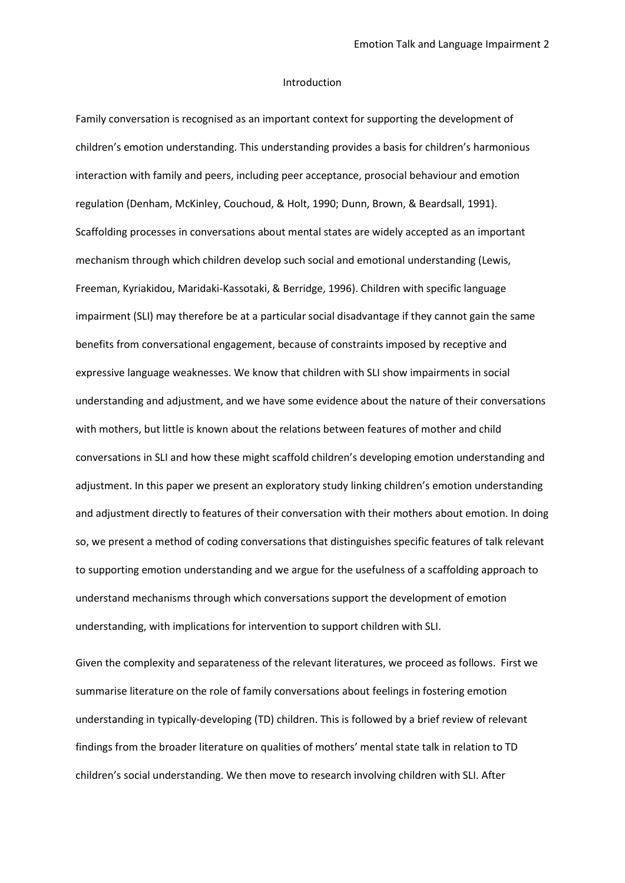# Introduction

Family conversation is recognised as an important context for supporting the development of children's emotion understanding. This understanding provides a basis for children's harmonious interaction with family and peers, including peer acceptance, prosocial behaviour and emotion regulation (Denham, McKinley, Couchoud, & Holt, 1990; Dunn, Brown, & Beardsall, 1991). Scaffolding processes in conversations about mental states are widely accepted as an important mechanism through which children develop such social and emotional understanding (Lewis, Freeman, Kyriakidou, Maridaki-Kassotaki, & Berridge, 1996). Children with specific language impairment (SLI) may therefore be at a particular social disadvantage if they cannot gain the same benefits from conversational engagement, because of constraints imposed by receptive and expressive language weaknesses. We know that children with SLI show impairments in social understanding and adjustment, and we have some evidence about the nature of their conversations with mothers, but little is known about the relations between features of mother and child conversations in SLI and how these might scaffold children's developing emotion understanding and adjustment. In this paper we present an exploratory study linking children's emotion understanding and adjustment directly to features of their conversation with their mothers about emotion. In doing so, we present a method of coding conversations that distinguishes specific features of talk relevant to supporting emotion understanding and we argue for the usefulness of a scaffolding approach to understand mechanisms through which conversations support the development of emotion understanding, with implications for intervention to support children with SLI.

Given the complexity and separateness of the relevant literatures, we proceed as follows. First we summarise literature on the role of family conversations about feelings in fostering emotion understanding in typically-developing (TD) children. This is followed by a brief review of relevant findings from the broader literature on qualities of mothers' mental state talk in relation to TD children's social understanding. We then move to research involving children with SLI. After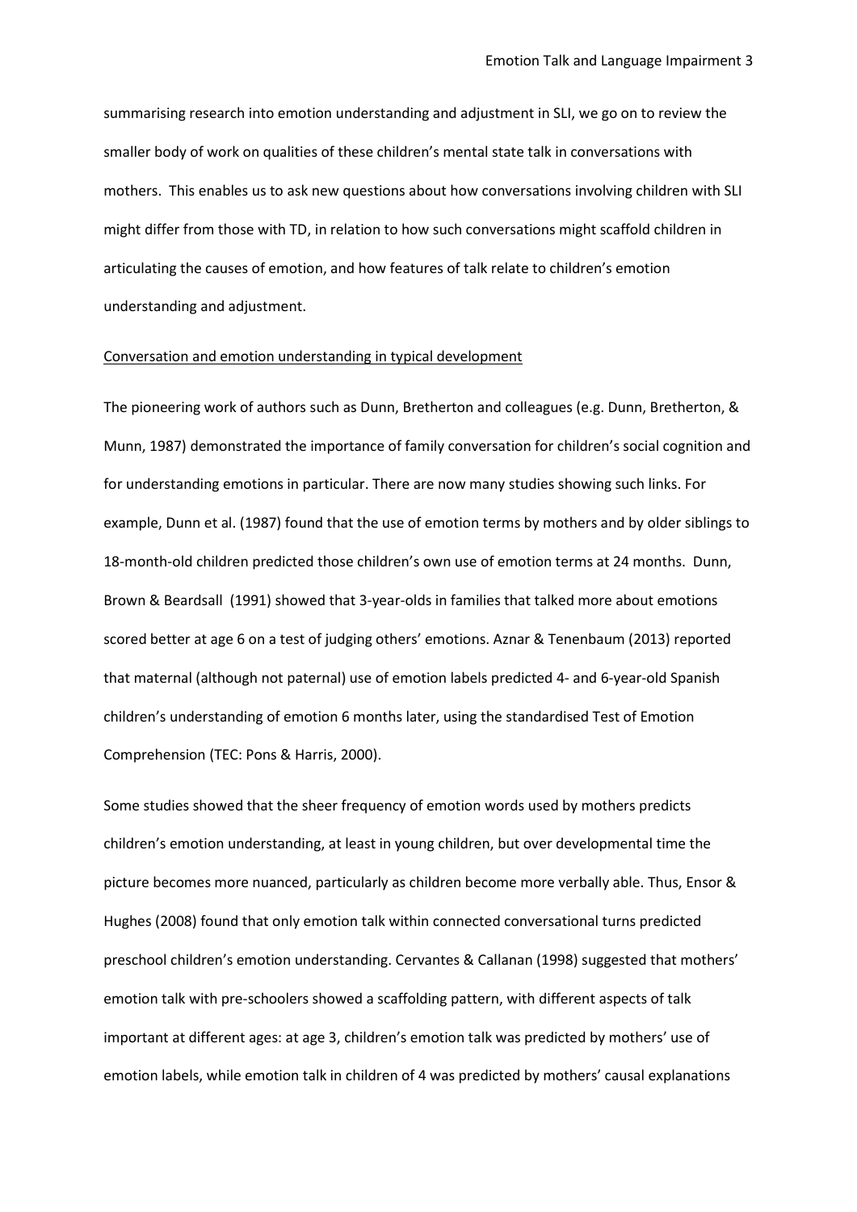summarising research into emotion understanding and adjustment in SLI, we go on to review the smaller body of work on qualities of these children's mental state talk in conversations with mothers. This enables us to ask new questions about how conversations involving children with SLI might differ from those with TD, in relation to how such conversations might scaffold children in articulating the causes of emotion, and how features of talk relate to children's emotion understanding and adjustment.

<u>Conversation and emotion understanding in typical development</u>

The pioneering work of authors such as Dunn, Bretherton and colleagues (e.g. Dunn, Bretherton, & Munn, 1987) demonstrated the importance of family conversation for children's social cognition and for understanding emotions in particular. There are now many studies showing such links. For example, Dunn et al. (1987) found that the use of emotion terms by mothers and by older siblings to 18-month-old children predicted those children's own use of emotion terms at 24 months. Dunn, Brown & Beardsall (1991) showed that 3-year-olds in families that talked more about emotions scored better at age 6 on a test of judging others' emotions. Aznar & Tenenbaum (2013) reported that maternal (although not paternal) use of emotion labels predicted 4- and 6-year-old Spanish children's understanding of emotion 6 months later, using the standardised Test of Emotion Comprehension (TEC: Pons & Harris, 2000).

Some studies showed that the sheer frequency of emotion words used by mothers predicts children's emotion understanding, at least in young children, but over developmental time the picture becomes more nuanced, particularly as children become more verbally able. Thus, Ensor & Hughes (2008) found that only emotion talk within connected conversational turns predicted preschool children's emotion understanding. Cervantes & Callanan (1998) suggested that mothers' emotion talk with pre-schoolers showed a scaffolding pattern, with different aspects of talk important at different ages: at age 3, children's emotion talk was predicted by mothers' use of emotion labels, while emotion talk in children of 4 was predicted by mothers' causal explanations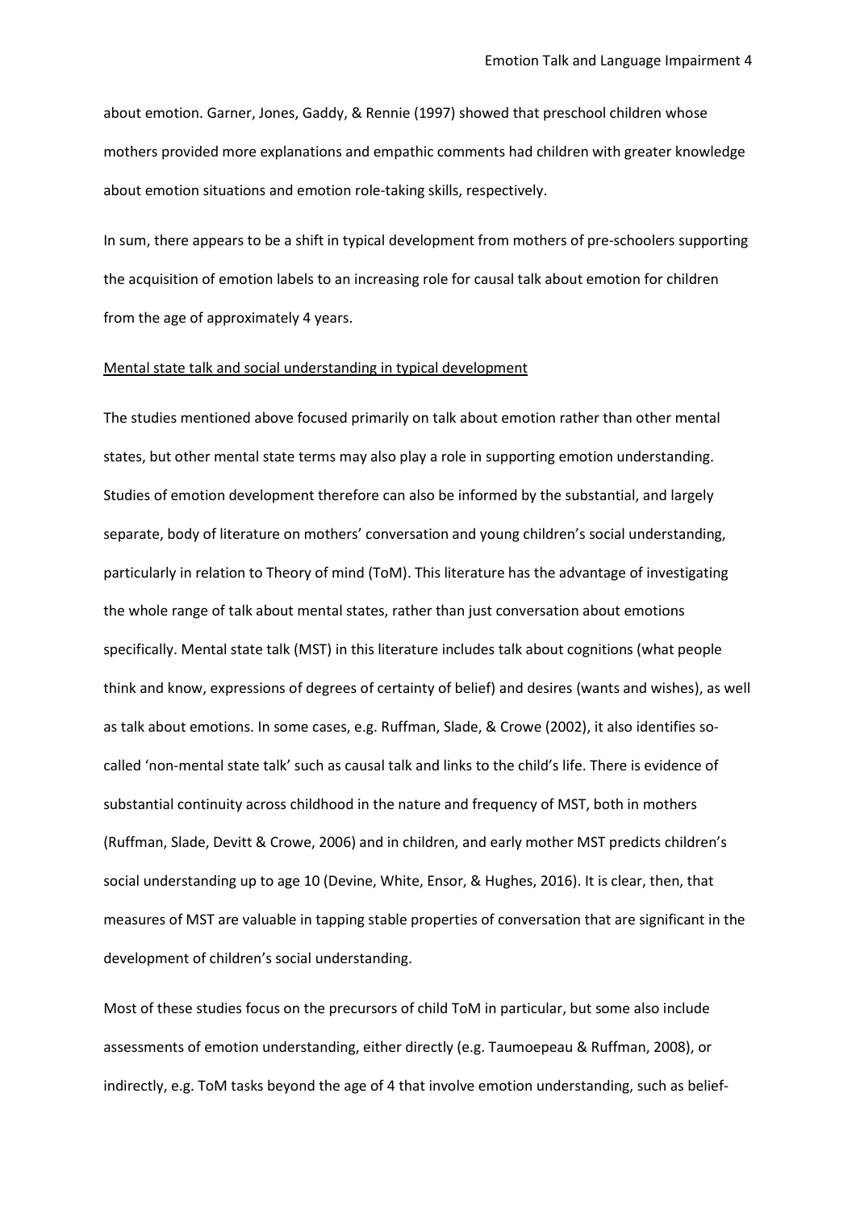about emotion. Garner, Jones, Gaddy, & Rennie (1997) showed that preschool children whose mothers provided more explanations and empathic comments had children with greater knowledge about emotion situations and emotion role-taking skills, respectively.

In sum, there appears to be a shift in typical development from mothers of pre-schoolers supporting the acquisition of emotion labels to an increasing role for causal talk about emotion for children from the age of approximately 4 years.

<u>Mental state talk and social understanding in typical development</u>

The studies mentioned above focused primarily on talk about emotion rather than other mental states, but other mental state terms may also play a role in supporting emotion understanding. Studies of emotion development therefore can also be informed by the substantial, and largely separate, body of literature on mothers' conversation and young children's social understanding, particularly in relation to Theory of mind (ToM). This literature has the advantage of investigating the whole range of talk about mental states, rather than just conversation about emotions specifically. Mental state talk (MST) in this literature includes talk about cognitions (what people think and know, expressions of degrees of certainty of belief) and desires (wants and wishes), as well as talk about emotions. In some cases, e.g. Ruffman, Slade, & Crowe (2002), it also identifies so-called 'non-mental state talk' such as causal talk and links to the child's life. There is evidence of substantial continuity across childhood in the nature and frequency of MST, both in mothers (Ruffman, Slade, Devitt & Crowe, 2006) and in children, and early mother MST predicts children's social understanding up to age 10 (Devine, White, Ensor, & Hughes, 2016). It is clear, then, that measures of MST are valuable in tapping stable properties of conversation that are significant in the development of children's social understanding.

Most of these studies focus on the precursors of child ToM in particular, but some also include assessments of emotion understanding, either directly (e.g. Taumoepeau & Ruffman, 2008), or indirectly, e.g. ToM tasks beyond the age of 4 that involve emotion understanding, such as belief-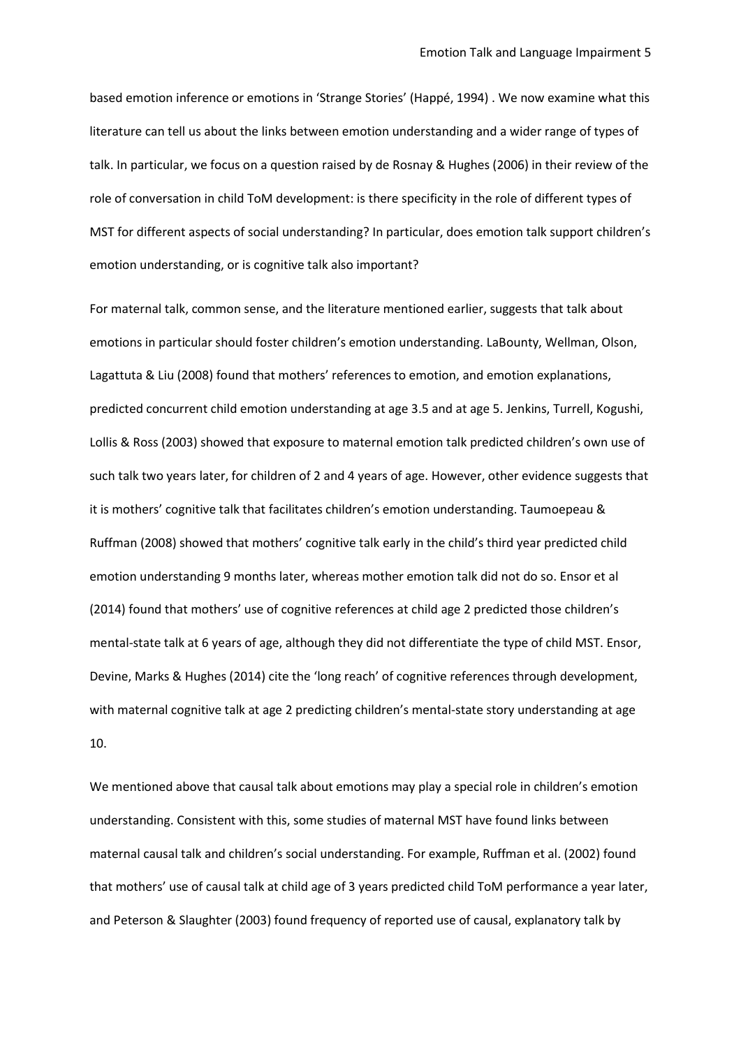based emotion inference or emotions in 'Strange Stories' (Happé, 1994) . We now examine what this literature can tell us about the links between emotion understanding and a wider range of types of talk. In particular, we focus on a question raised by de Rosnay & Hughes (2006) in their review of the role of conversation in child ToM development: is there specificity in the role of different types of MST for different aspects of social understanding? In particular, does emotion talk support children's emotion understanding, or is cognitive talk also important?

For maternal talk, common sense, and the literature mentioned earlier, suggests that talk about emotions in particular should foster children's emotion understanding. LaBounty, Wellman, Olson, Lagattuta & Liu (2008) found that mothers' references to emotion, and emotion explanations, predicted concurrent child emotion understanding at age 3.5 and at age 5. Jenkins, Turrell, Kogushi, Lollis & Ross (2003) showed that exposure to maternal emotion talk predicted children's own use of such talk two years later, for children of 2 and 4 years of age. However, other evidence suggests that it is mothers' cognitive talk that facilitates children's emotion understanding. Taumoepeau & Ruffman (2008) showed that mothers' cognitive talk early in the child's third year predicted child emotion understanding 9 months later, whereas mother emotion talk did not do so. Ensor et al (2014) found that mothers' use of cognitive references at child age 2 predicted those children's mental-state talk at 6 years of age, although they did not differentiate the type of child MST. Ensor, Devine, Marks & Hughes (2014) cite the 'long reach' of cognitive references through development, with maternal cognitive talk at age 2 predicting children's mental-state story understanding at age 10.

We mentioned above that causal talk about emotions may play a special role in children's emotion understanding. Consistent with this, some studies of maternal MST have found links between maternal causal talk and children's social understanding. For example, Ruffman et al. (2002) found that mothers' use of causal talk at child age of 3 years predicted child ToM performance a year later, and Peterson & Slaughter (2003) found frequency of reported use of causal, explanatory talk by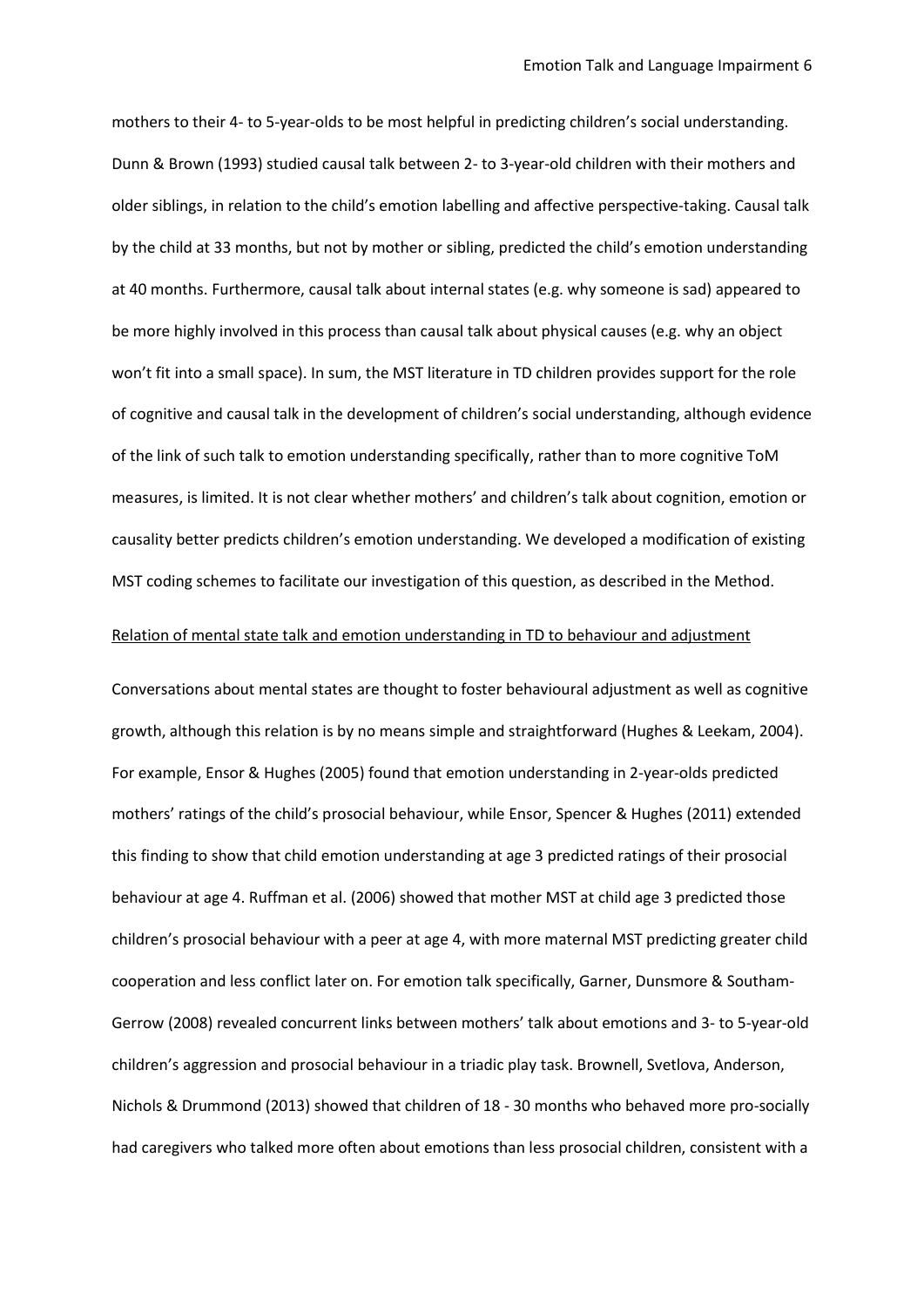mothers to their 4- to 5-year-olds to be most helpful in predicting children's social understanding. Dunn & Brown (1993) studied causal talk between 2- to 3-year-old children with their mothers and older siblings, in relation to the child's emotion labelling and affective perspective-taking. Causal talk by the child at 33 months, but not by mother or sibling, predicted the child's emotion understanding at 40 months. Furthermore, causal talk about internal states (e.g. why someone is sad) appeared to be more highly involved in this process than causal talk about physical causes (e.g. why an object won't fit into a small space). In sum, the MST literature in TD children provides support for the role of cognitive and causal talk in the development of children's social understanding, although evidence of the link of such talk to emotion understanding specifically, rather than to more cognitive ToM measures, is limited. It is not clear whether mothers' and children's talk about cognition, emotion or causality better predicts children's emotion understanding. We developed a modification of existing MST coding schemes to facilitate our investigation of this question, as described in the Method.

Relation of mental state talk and emotion understanding in TD to behaviour and adjustment

Conversations about mental states are thought to foster behavioural adjustment as well as cognitive growth, although this relation is by no means simple and straightforward (Hughes & Leekam, 2004). For example, Ensor & Hughes (2005) found that emotion understanding in 2-year-olds predicted mothers' ratings of the child's prosocial behaviour, while Ensor, Spencer & Hughes (2011) extended this finding to show that child emotion understanding at age 3 predicted ratings of their prosocial behaviour at age 4. Ruffman et al. (2006) showed that mother MST at child age 3 predicted those children's prosocial behaviour with a peer at age 4, with more maternal MST predicting greater child cooperation and less conflict later on. For emotion talk specifically, Garner, Dunsmore & Southam-Gerrow (2008) revealed concurrent links between mothers' talk about emotions and 3- to 5-year-old children's aggression and prosocial behaviour in a triadic play task. Brownell, Svetlova, Anderson, Nichols & Drummond (2013) showed that children of 18 - 30 months who behaved more pro-socially had caregivers who talked more often about emotions than less prosocial children, consistent with a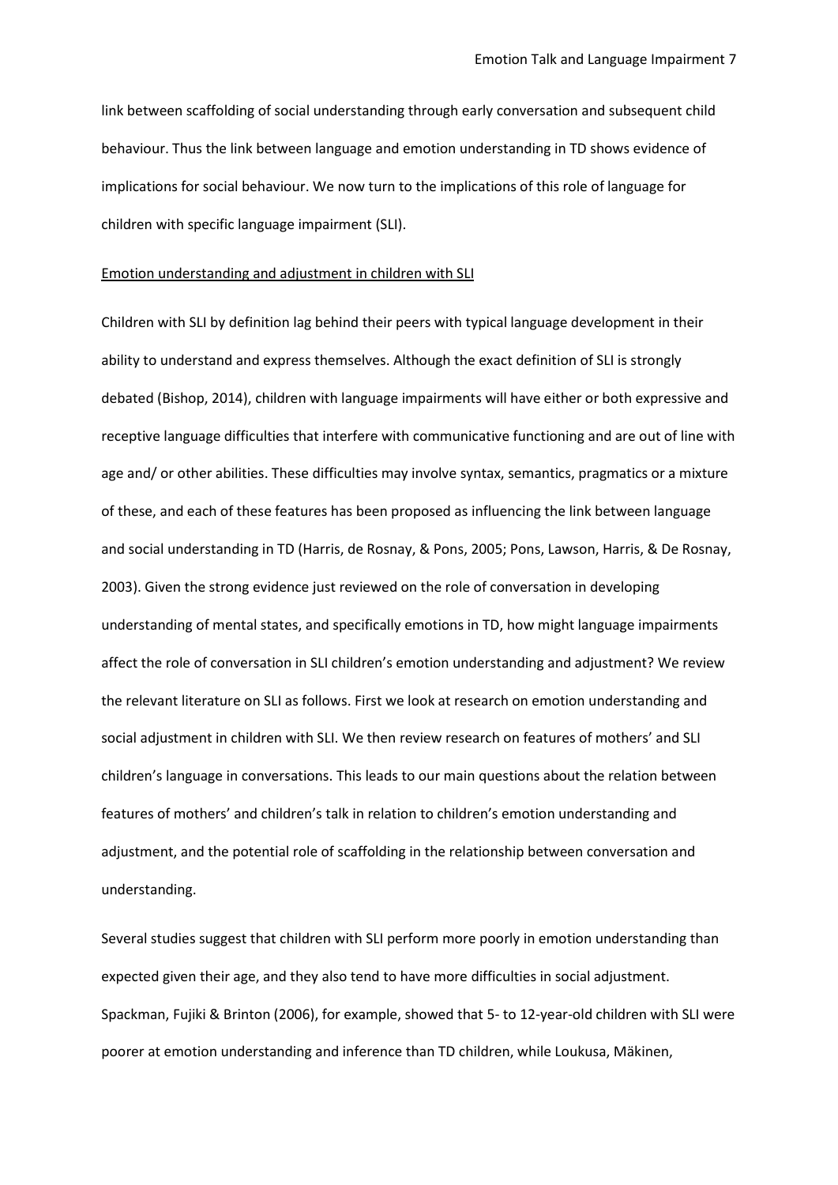link between scaffolding of social understanding through early conversation and subsequent child behaviour. Thus the link between language and emotion understanding in TD shows evidence of implications for social behaviour. We now turn to the implications of this role of language for children with specific language impairment (SLI).

## Emotion understanding and adjustment in children with SLI

Children with SLI by definition lag behind their peers with typical language development in their ability to understand and express themselves. Although the exact definition of SLI is strongly debated (Bishop, 2014), children with language impairments will have either or both expressive and receptive language difficulties that interfere with communicative functioning and are out of line with age and/ or other abilities. These difficulties may involve syntax, semantics, pragmatics or a mixture of these, and each of these features has been proposed as influencing the link between language and social understanding in TD (Harris, de Rosnay, & Pons, 2005; Pons, Lawson, Harris, & De Rosnay, 2003). Given the strong evidence just reviewed on the role of conversation in developing understanding of mental states, and specifically emotions in TD, how might language impairments affect the role of conversation in SLI children's emotion understanding and adjustment? We review the relevant literature on SLI as follows. First we look at research on emotion understanding and social adjustment in children with SLI. We then review research on features of mothers' and SLI children's language in conversations. This leads to our main questions about the relation between features of mothers' and children's talk in relation to children's emotion understanding and adjustment, and the potential role of scaffolding in the relationship between conversation and understanding.

Several studies suggest that children with SLI perform more poorly in emotion understanding than expected given their age, and they also tend to have more difficulties in social adjustment. Spackman, Fujiki & Brinton (2006), for example, showed that 5- to 12-year-old children with SLI were poorer at emotion understanding and inference than TD children, while Loukusa, Mäkinen,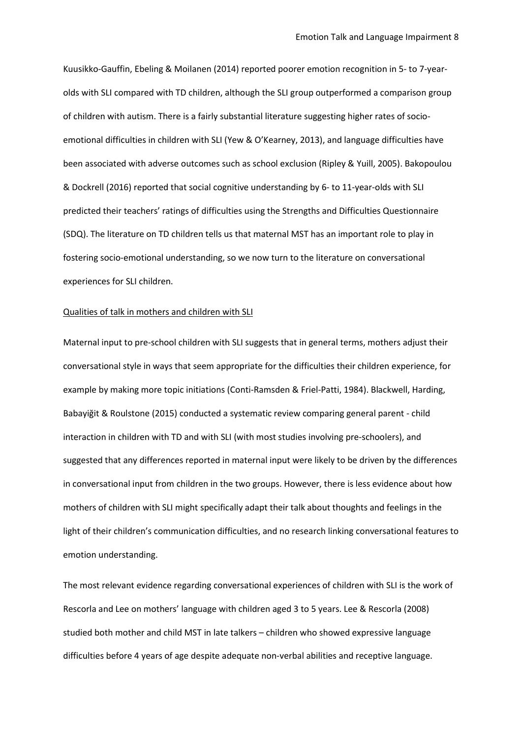Kuusikko-Gauffin, Ebeling & Moilanen (2014) reported poorer emotion recognition in 5- to 7-year-olds with SLI compared with TD children, although the SLI group outperformed a comparison group of children with autism. There is a fairly substantial literature suggesting higher rates of socio-emotional difficulties in children with SLI (Yew & O'Kearney, 2013), and language difficulties have been associated with adverse outcomes such as school exclusion (Ripley & Yuill, 2005). Bakopoulou & Dockrell (2016) reported that social cognitive understanding by 6- to 11-year-olds with SLI predicted their teachers' ratings of difficulties using the Strengths and Difficulties Questionnaire (SDQ). The literature on TD children tells us that maternal MST has an important role to play in fostering socio-emotional understanding, so we now turn to the literature on conversational experiences for SLI children.

Qualities of talk in mothers and children with SLI

Maternal input to pre-school children with SLI suggests that in general terms, mothers adjust their conversational style in ways that seem appropriate for the difficulties their children experience, for example by making more topic initiations (Conti-Ramsden & Friel-Patti, 1984). Blackwell, Harding, Babayiğit & Roulstone (2015) conducted a systematic review comparing general parent - child interaction in children with TD and with SLI (with most studies involving pre-schoolers), and suggested that any differences reported in maternal input were likely to be driven by the differences in conversational input from children in the two groups. However, there is less evidence about how mothers of children with SLI might specifically adapt their talk about thoughts and feelings in the light of their children's communication difficulties, and no research linking conversational features to emotion understanding.

The most relevant evidence regarding conversational experiences of children with SLI is the work of Rescorla and Lee on mothers' language with children aged 3 to 5 years. Lee & Rescorla (2008) studied both mother and child MST in late talkers – children who showed expressive language difficulties before 4 years of age despite adequate non-verbal abilities and receptive language.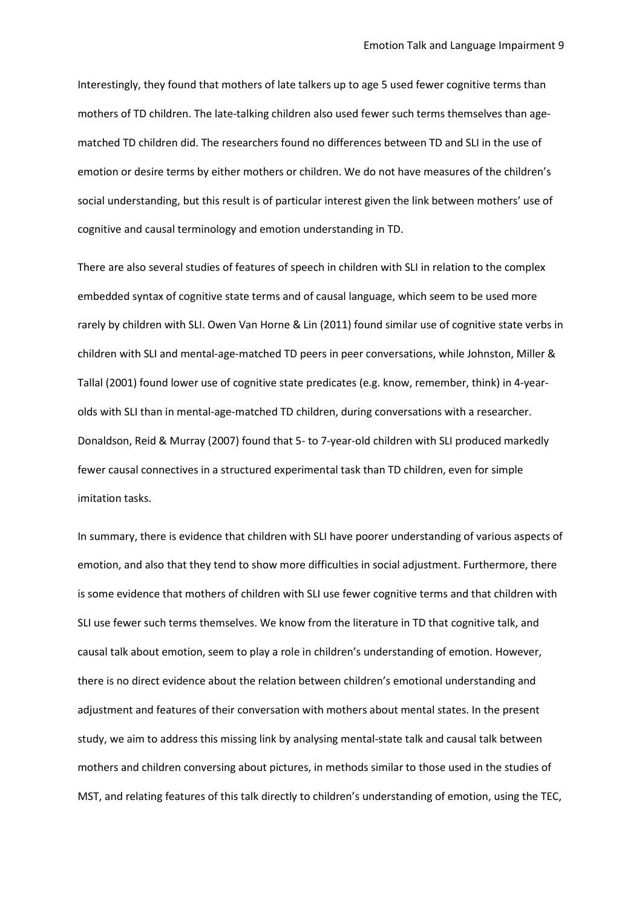Interestingly, they found that mothers of late talkers up to age 5 used fewer cognitive terms than mothers of TD children. The late-talking children also used fewer such terms themselves than age-matched TD children did. The researchers found no differences between TD and SLI in the use of emotion or desire terms by either mothers or children. We do not have measures of the children's social understanding, but this result is of particular interest given the link between mothers' use of cognitive and causal terminology and emotion understanding in TD.

There are also several studies of features of speech in children with SLI in relation to the complex embedded syntax of cognitive state terms and of causal language, which seem to be used more rarely by children with SLI. Owen Van Horne & Lin (2011) found similar use of cognitive state verbs in children with SLI and mental-age-matched TD peers in peer conversations, while Johnston, Miller & Tallal (2001) found lower use of cognitive state predicates (e.g. know, remember, think) in 4-year-olds with SLI than in mental-age-matched TD children, during conversations with a researcher. Donaldson, Reid & Murray (2007) found that 5- to 7-year-old children with SLI produced markedly fewer causal connectives in a structured experimental task than TD children, even for simple imitation tasks.

In summary, there is evidence that children with SLI have poorer understanding of various aspects of emotion, and also that they tend to show more difficulties in social adjustment. Furthermore, there is some evidence that mothers of children with SLI use fewer cognitive terms and that children with SLI use fewer such terms themselves. We know from the literature in TD that cognitive talk, and causal talk about emotion, seem to play a role in children's understanding of emotion. However, there is no direct evidence about the relation between children's emotional understanding and adjustment and features of their conversation with mothers about mental states. In the present study, we aim to address this missing link by analysing mental-state talk and causal talk between mothers and children conversing about pictures, in methods similar to those used in the studies of MST, and relating features of this talk directly to children's understanding of emotion, using the TEC,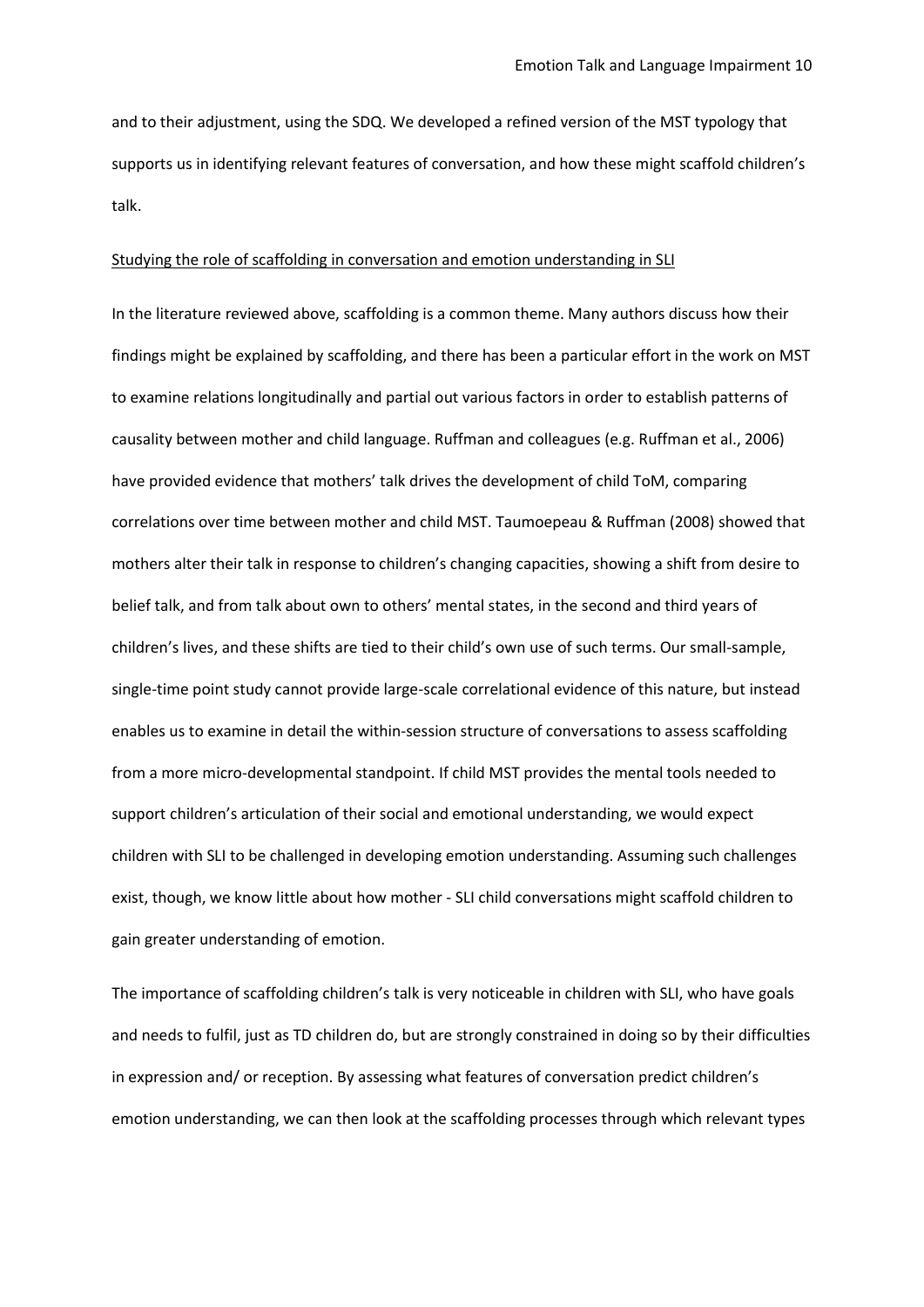and to their adjustment, using the SDQ. We developed a refined version of the MST typology that supports us in identifying relevant features of conversation, and how these might scaffold children's talk.

<u>Studying the role of scaffolding in conversation and emotion understanding in SLI</u>

In the literature reviewed above, scaffolding is a common theme. Many authors discuss how their findings might be explained by scaffolding, and there has been a particular effort in the work on MST to examine relations longitudinally and partial out various factors in order to establish patterns of causality between mother and child language. Ruffman and colleagues (e.g. Ruffman et al., 2006) have provided evidence that mothers' talk drives the development of child ToM, comparing correlations over time between mother and child MST. Taumoepeau & Ruffman (2008) showed that mothers alter their talk in response to children's changing capacities, showing a shift from desire to belief talk, and from talk about own to others' mental states, in the second and third years of children's lives, and these shifts are tied to their child's own use of such terms. Our small-sample, single-time point study cannot provide large-scale correlational evidence of this nature, but instead enables us to examine in detail the within-session structure of conversations to assess scaffolding from a more micro-developmental standpoint. If child MST provides the mental tools needed to support children's articulation of their social and emotional understanding, we would expect children with SLI to be challenged in developing emotion understanding. Assuming such challenges exist, though, we know little about how mother - SLI child conversations might scaffold children to gain greater understanding of emotion.

The importance of scaffolding children's talk is very noticeable in children with SLI, who have goals and needs to fulfil, just as TD children do, but are strongly constrained in doing so by their difficulties in expression and/ or reception. By assessing what features of conversation predict children's emotion understanding, we can then look at the scaffolding processes through which relevant types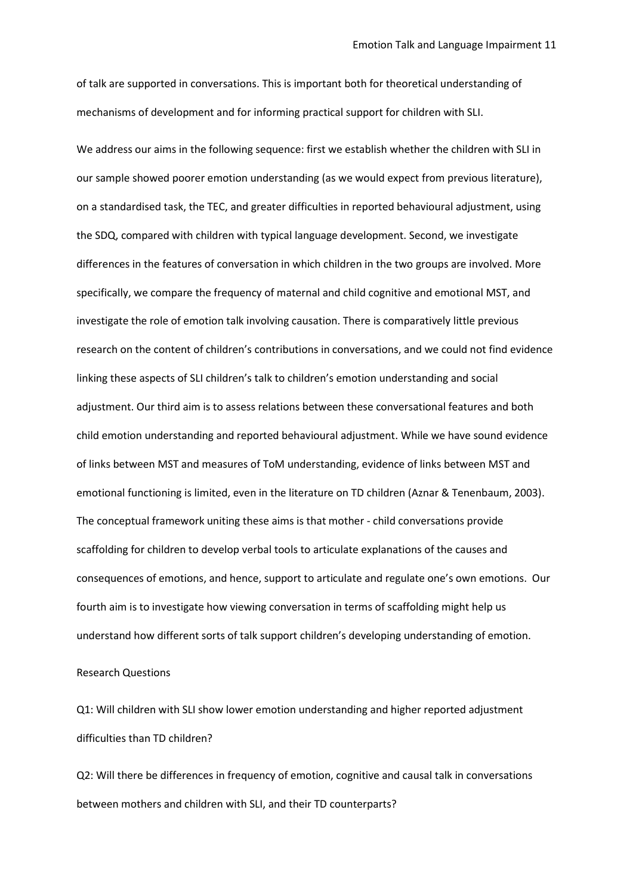of talk are supported in conversations. This is important both for theoretical understanding of mechanisms of development and for informing practical support for children with SLI.

We address our aims in the following sequence: first we establish whether the children with SLI in our sample showed poorer emotion understanding (as we would expect from previous literature), on a standardised task, the TEC, and greater difficulties in reported behavioural adjustment, using the SDQ, compared with children with typical language development. Second, we investigate differences in the features of conversation in which children in the two groups are involved. More specifically, we compare the frequency of maternal and child cognitive and emotional MST, and investigate the role of emotion talk involving causation. There is comparatively little previous research on the content of children's contributions in conversations, and we could not find evidence linking these aspects of SLI children's talk to children's emotion understanding and social adjustment. Our third aim is to assess relations between these conversational features and both child emotion understanding and reported behavioural adjustment. While we have sound evidence of links between MST and measures of ToM understanding, evidence of links between MST and emotional functioning is limited, even in the literature on TD children (Aznar & Tenenbaum, 2003). The conceptual framework uniting these aims is that mother - child conversations provide scaffolding for children to develop verbal tools to articulate explanations of the causes and consequences of emotions, and hence, support to articulate and regulate one's own emotions. Our fourth aim is to investigate how viewing conversation in terms of scaffolding might help us understand how different sorts of talk support children's developing understanding of emotion.

## Research Questions

Q1: Will children with SLI show lower emotion understanding and higher reported adjustment difficulties than TD children?

Q2: Will there be differences in frequency of emotion, cognitive and causal talk in conversations between mothers and children with SLI, and their TD counterparts?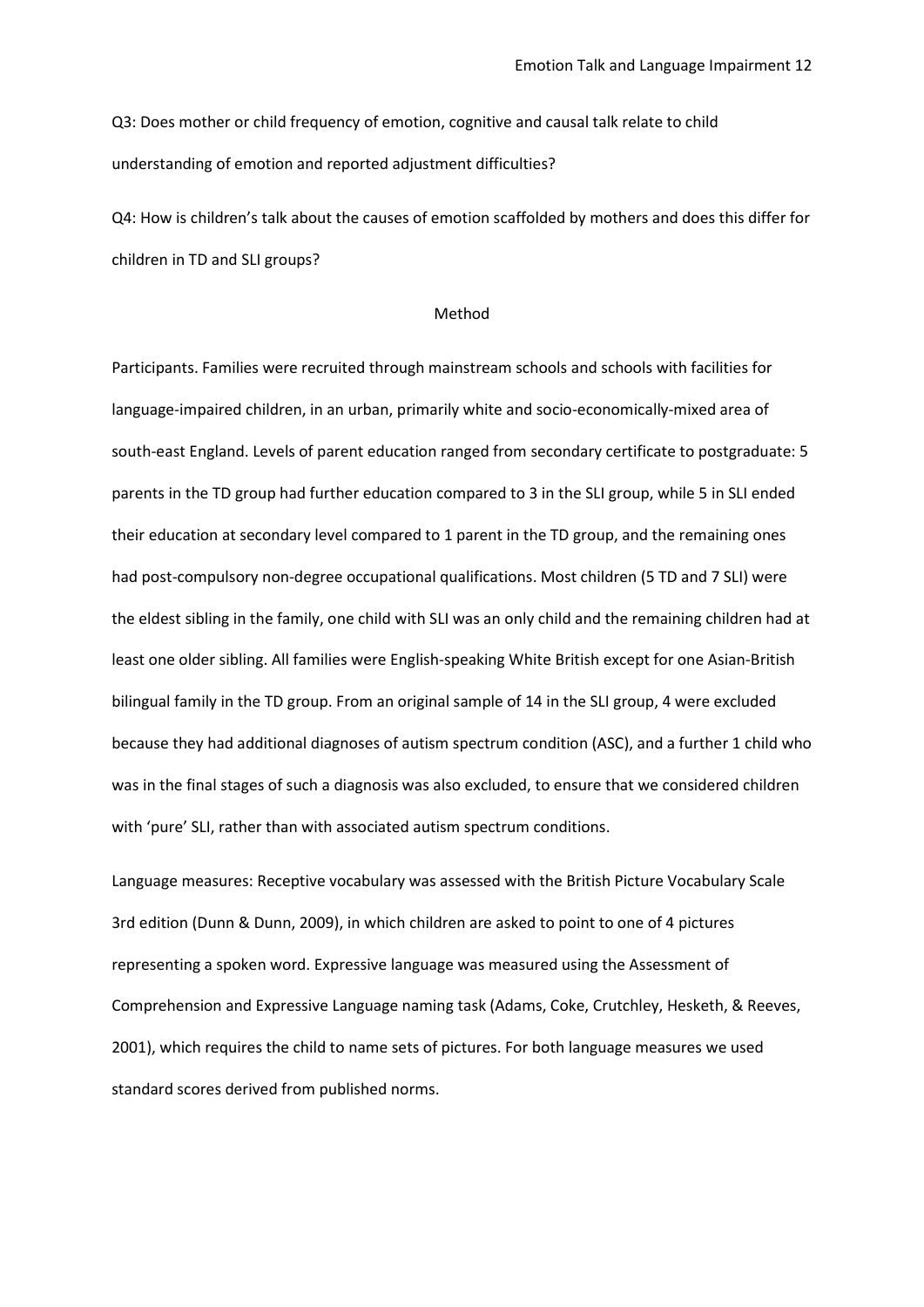Q3: Does mother or child frequency of emotion, cognitive and causal talk relate to child understanding of emotion and reported adjustment difficulties?

Q4: How is children's talk about the causes of emotion scaffolded by mothers and does this differ for children in TD and SLI groups?

## Method

Participants. Families were recruited through mainstream schools and schools with facilities for language-impaired children, in an urban, primarily white and socio-economically-mixed area of south-east England. Levels of parent education ranged from secondary certificate to postgraduate: 5 parents in the TD group had further education compared to 3 in the SLI group, while 5 in SLI ended their education at secondary level compared to 1 parent in the TD group, and the remaining ones had post-compulsory non-degree occupational qualifications. Most children (5 TD and 7 SLI) were the eldest sibling in the family, one child with SLI was an only child and the remaining children had at least one older sibling. All families were English-speaking White British except for one Asian-British bilingual family in the TD group. From an original sample of 14 in the SLI group, 4 were excluded because they had additional diagnoses of autism spectrum condition (ASC), and a further 1 child who was in the final stages of such a diagnosis was also excluded, to ensure that we considered children with 'pure' SLI, rather than with associated autism spectrum conditions.

Language measures: Receptive vocabulary was assessed with the British Picture Vocabulary Scale 3rd edition (Dunn & Dunn, 2009), in which children are asked to point to one of 4 pictures representing a spoken word. Expressive language was measured using the Assessment of Comprehension and Expressive Language naming task (Adams, Coke, Crutchley, Hesketh, & Reeves, 2001), which requires the child to name sets of pictures. For both language measures we used standard scores derived from published norms.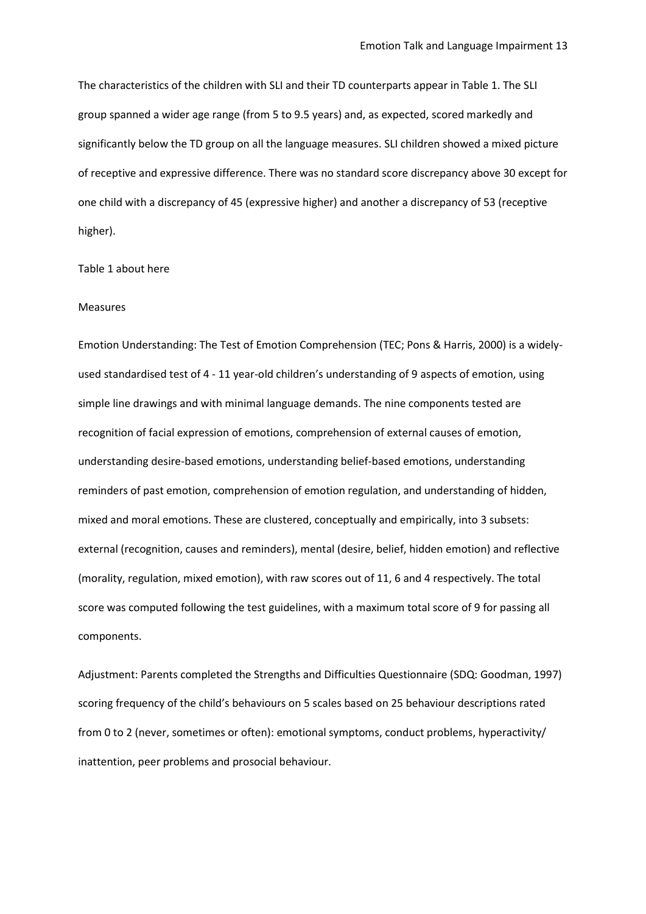The characteristics of the children with SLI and their TD counterparts appear in Table 1. The SLI group spanned a wider age range (from 5 to 9.5 years) and, as expected, scored markedly and significantly below the TD group on all the language measures. SLI children showed a mixed picture of receptive and expressive difference. There was no standard score discrepancy above 30 except for one child with a discrepancy of 45 (expressive higher) and another a discrepancy of 53 (receptive higher).

Table 1 about here

Measures

Emotion Understanding: The Test of Emotion Comprehension (TEC; Pons & Harris, 2000) is a widely-used standardised test of 4 - 11 year-old children's understanding of 9 aspects of emotion, using simple line drawings and with minimal language demands. The nine components tested are recognition of facial expression of emotions, comprehension of external causes of emotion, understanding desire-based emotions, understanding belief-based emotions, understanding reminders of past emotion, comprehension of emotion regulation, and understanding of hidden, mixed and moral emotions. These are clustered, conceptually and empirically, into 3 subsets: external (recognition, causes and reminders), mental (desire, belief, hidden emotion) and reflective (morality, regulation, mixed emotion), with raw scores out of 11, 6 and 4 respectively. The total score was computed following the test guidelines, with a maximum total score of 9 for passing all components.

Adjustment: Parents completed the Strengths and Difficulties Questionnaire (SDQ: Goodman, 1997) scoring frequency of the child's behaviours on 5 scales based on 25 behaviour descriptions rated from 0 to 2 (never, sometimes or often): emotional symptoms, conduct problems, hyperactivity/ inattention, peer problems and prosocial behaviour.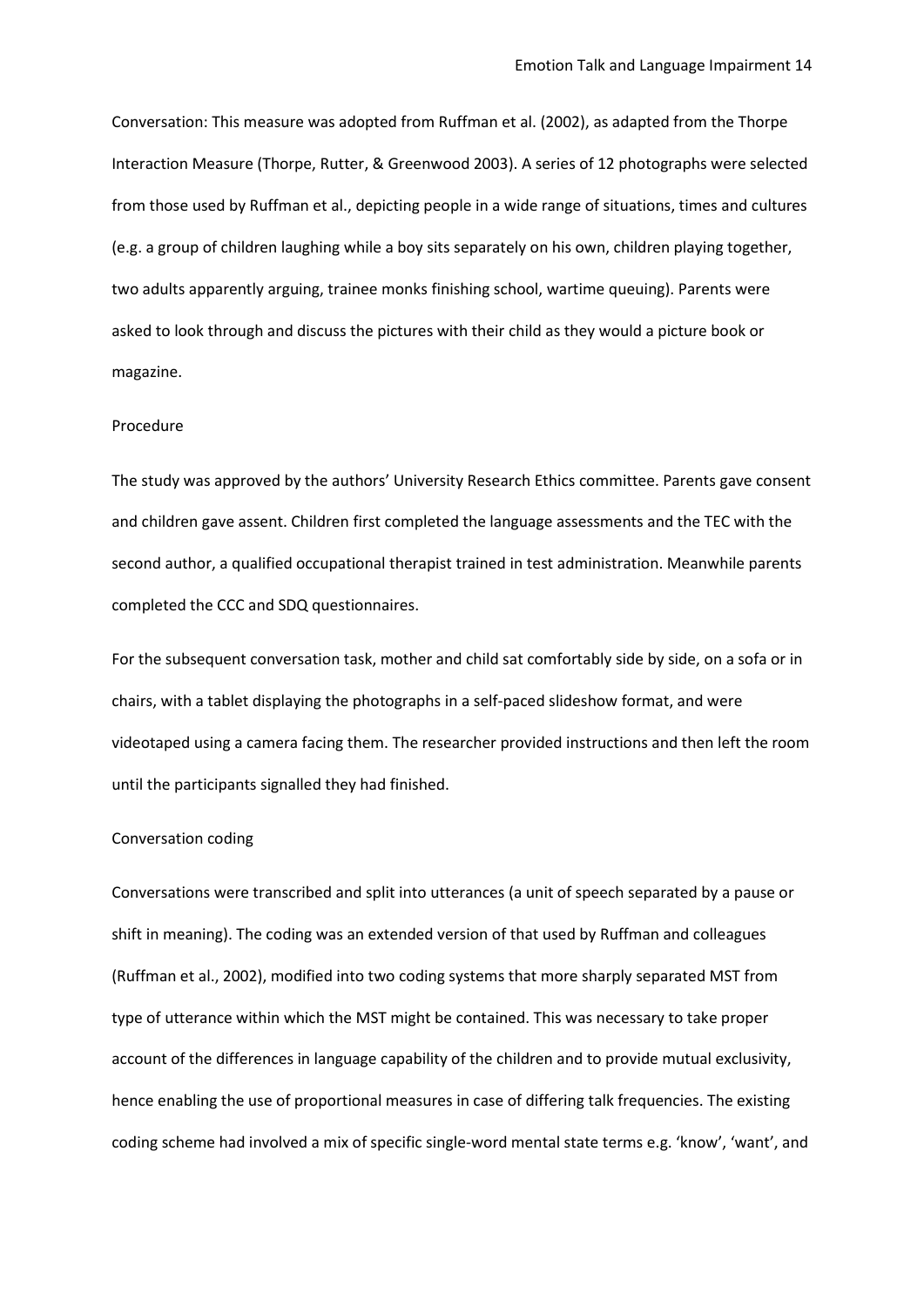Conversation: This measure was adopted from Ruffman et al. (2002), as adapted from the Thorpe Interaction Measure (Thorpe, Rutter, & Greenwood 2003). A series of 12 photographs were selected from those used by Ruffman et al., depicting people in a wide range of situations, times and cultures (e.g. a group of children laughing while a boy sits separately on his own, children playing together, two adults apparently arguing, trainee monks finishing school, wartime queuing). Parents were asked to look through and discuss the pictures with their child as they would a picture book or magazine.

Procedure

The study was approved by the authors' University Research Ethics committee. Parents gave consent and children gave assent. Children first completed the language assessments and the TEC with the second author, a qualified occupational therapist trained in test administration. Meanwhile parents completed the CCC and SDQ questionnaires.

For the subsequent conversation task, mother and child sat comfortably side by side, on a sofa or in chairs, with a tablet displaying the photographs in a self-paced slideshow format, and were videotaped using a camera facing them. The researcher provided instructions and then left the room until the participants signalled they had finished.

Conversation coding

Conversations were transcribed and split into utterances (a unit of speech separated by a pause or shift in meaning). The coding was an extended version of that used by Ruffman and colleagues (Ruffman et al., 2002), modified into two coding systems that more sharply separated MST from type of utterance within which the MST might be contained. This was necessary to take proper account of the differences in language capability of the children and to provide mutual exclusivity, hence enabling the use of proportional measures in case of differing talk frequencies. The existing coding scheme had involved a mix of specific single-word mental state terms e.g. 'know', 'want', and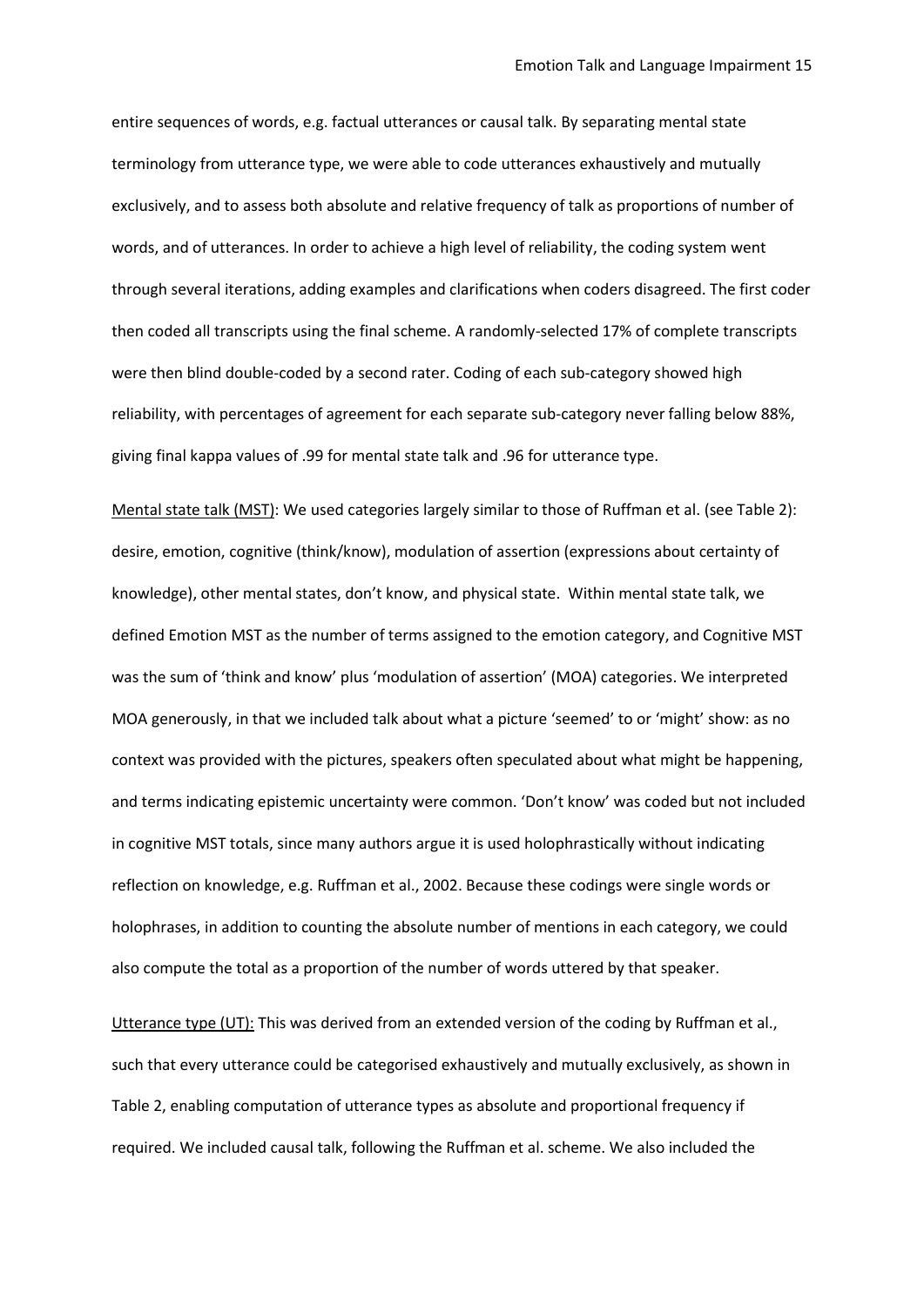entire sequences of words, e.g. factual utterances or causal talk. By separating mental state terminology from utterance type, we were able to code utterances exhaustively and mutually exclusively, and to assess both absolute and relative frequency of talk as proportions of number of words, and of utterances. In order to achieve a high level of reliability, the coding system went through several iterations, adding examples and clarifications when coders disagreed. The first coder then coded all transcripts using the final scheme. A randomly-selected 17% of complete transcripts were then blind double-coded by a second rater. Coding of each sub-category showed high reliability, with percentages of agreement for each separate sub-category never falling below 88%, giving final kappa values of .99 for mental state talk and .96 for utterance type.

<u>Mental state talk (MST)</u>: We used categories largely similar to those of Ruffman et al. (see Table 2): desire, emotion, cognitive (think/know), modulation of assertion (expressions about certainty of knowledge), other mental states, don't know, and physical state. Within mental state talk, we defined Emotion MST as the number of terms assigned to the emotion category, and Cognitive MST was the sum of 'think and know' plus 'modulation of assertion' (MOA) categories. We interpreted MOA generously, in that we included talk about what a picture 'seemed' to or 'might' show: as no context was provided with the pictures, speakers often speculated about what might be happening, and terms indicating epistemic uncertainty were common. 'Don't know' was coded but not included in cognitive MST totals, since many authors argue it is used holophrastically without indicating reflection on knowledge, e.g. Ruffman et al., 2002. Because these codings were single words or holophrases, in addition to counting the absolute number of mentions in each category, we could also compute the total as a proportion of the number of words uttered by that speaker.

<u>Utterance type (UT):</u> This was derived from an extended version of the coding by Ruffman et al., such that every utterance could be categorised exhaustively and mutually exclusively, as shown in Table 2, enabling computation of utterance types as absolute and proportional frequency if required. We included causal talk, following the Ruffman et al. scheme. We also included the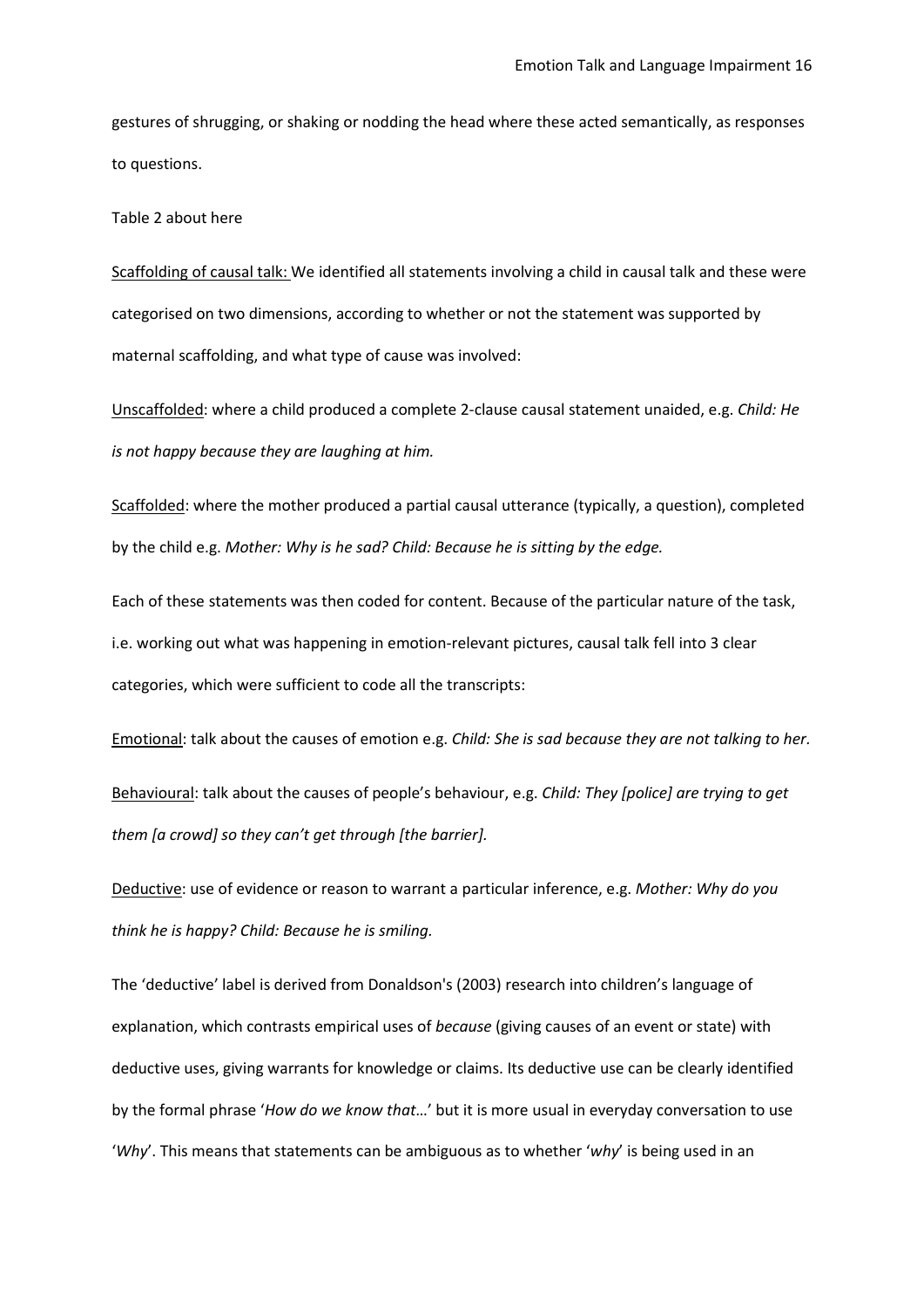gestures of shrugging, or shaking or nodding the head where these acted semantically, as responses to questions.

Table 2 about here

<u>Scaffolding of causal talk:</u> We identified all statements involving a child in causal talk and these were categorised on two dimensions, according to whether or not the statement was supported by maternal scaffolding, and what type of cause was involved:

<u>Unscaffolded</u>: where a child produced a complete 2-clause causal statement unaided, e.g. *Child: He is not happy because they are laughing at him.*

<u>Scaffolded</u>: where the mother produced a partial causal utterance (typically, a question), completed by the child e.g. *Mother: Why is he sad? Child: Because he is sitting by the edge.*

Each of these statements was then coded for content. Because of the particular nature of the task, i.e. working out what was happening in emotion-relevant pictures, causal talk fell into 3 clear categories, which were sufficient to code all the transcripts:

<u>Emotional</u>: talk about the causes of emotion e.g. *Child: She is sad because they are not talking to her.*

<u>Behavioural</u>: talk about the causes of people's behaviour, e.g. *Child: They [police] are trying to get them [a crowd] so they can't get through [the barrier].*

<u>Deductive</u>: use of evidence or reason to warrant a particular inference, e.g. *Mother: Why do you think he is happy? Child: Because he is smiling.*

The 'deductive' label is derived from Donaldson's (2003) research into children's language of explanation, which contrasts empirical uses of *because* (giving causes of an event or state) with deductive uses, giving warrants for knowledge or claims. Its deductive use can be clearly identified by the formal phrase '*How do we know that*…' but it is more usual in everyday conversation to use '*Why*'. This means that statements can be ambiguous as to whether '*why*' is being used in an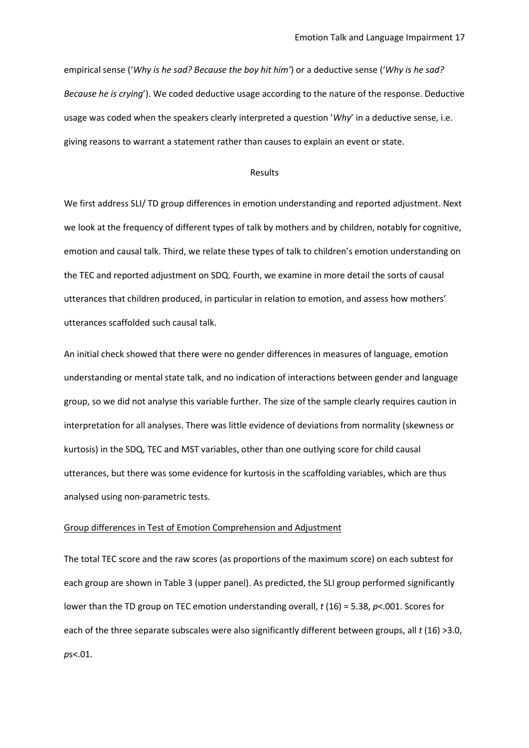empirical sense ('*Why is he sad? Because the boy hit him'*) or a deductive sense ('*Why is he sad? Because he is crying*'). We coded deductive usage according to the nature of the response. Deductive usage was coded when the speakers clearly interpreted a question '*Why*' in a deductive sense, i.e. giving reasons to warrant a statement rather than causes to explain an event or state.

## Results

We first address SLI/ TD group differences in emotion understanding and reported adjustment. Next we look at the frequency of different types of talk by mothers and by children, notably for cognitive, emotion and causal talk. Third, we relate these types of talk to children's emotion understanding on the TEC and reported adjustment on SDQ. Fourth, we examine in more detail the sorts of causal utterances that children produced, in particular in relation to emotion, and assess how mothers' utterances scaffolded such causal talk.

An initial check showed that there were no gender differences in measures of language, emotion understanding or mental state talk, and no indication of interactions between gender and language group, so we did not analyse this variable further. The size of the sample clearly requires caution in interpretation for all analyses. There was little evidence of deviations from normality (skewness or kurtosis) in the SDQ, TEC and MST variables, other than one outlying score for child causal utterances, but there was some evidence for kurtosis in the scaffolding variables, which are thus analysed using non-parametric tests.

### Group differences in Test of Emotion Comprehension and Adjustment

The total TEC score and the raw scores (as proportions of the maximum score) on each subtest for each group are shown in Table 3 (upper panel). As predicted, the SLI group performed significantly lower than the TD group on TEC emotion understanding overall, $t\ (16) = 5.38$, $p<.001$. Scores for each of the three separate subscales were also significantly different between groups, all $t\ (16) > 3.0$, $p$s$<.01$.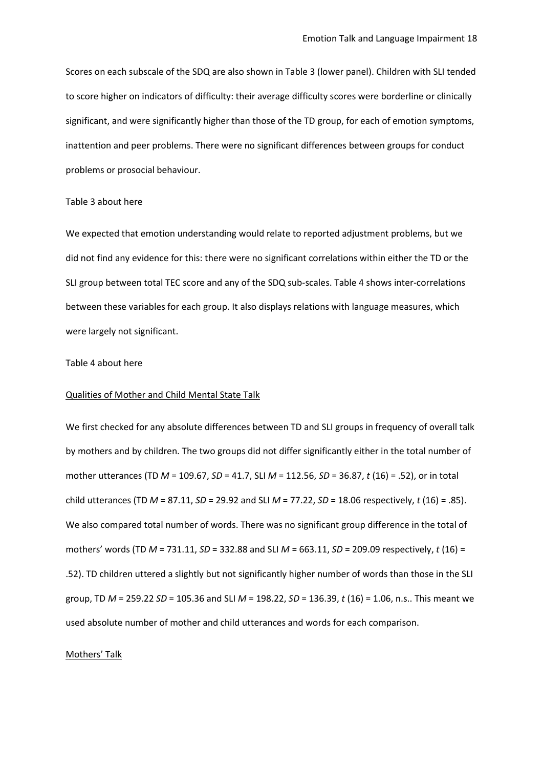Scores on each subscale of the SDQ are also shown in Table 3 (lower panel). Children with SLI tended to score higher on indicators of difficulty: their average difficulty scores were borderline or clinically significant, and were significantly higher than those of the TD group, for each of emotion symptoms, inattention and peer problems. There were no significant differences between groups for conduct problems or prosocial behaviour.

Table 3 about here

We expected that emotion understanding would relate to reported adjustment problems, but we did not find any evidence for this: there were no significant correlations within either the TD or the SLI group between total TEC score and any of the SDQ sub-scales. Table 4 shows inter-correlations between these variables for each group. It also displays relations with language measures, which were largely not significant.

Table 4 about here

<u>Qualities of Mother and Child Mental State Talk</u>

We first checked for any absolute differences between TD and SLI groups in frequency of overall talk by mothers and by children. The two groups did not differ significantly either in the total number of mother utterances (TD $M$ = 109.67, $SD$ = 41.7, SLI $M$ = 112.56, $SD$ = 36.87, $t$ (16) = .52), or in total child utterances (TD $M$ = 87.11, $SD$ = 29.92 and SLI $M$ = 77.22, $SD$ = 18.06 respectively, $t$ (16) = .85). We also compared total number of words. There was no significant group difference in the total of mothers' words (TD $M$ = 731.11, $SD$ = 332.88 and SLI $M$ = 663.11, $SD$ = 209.09 respectively, $t$ (16) = .52). TD children uttered a slightly but not significantly higher number of words than those in the SLI group, TD $M$ = 259.22 $SD$ = 105.36 and SLI $M$ = 198.22, $SD$ = 136.39, $t$ (16) = 1.06, n.s.. This meant we used absolute number of mother and child utterances and words for each comparison.

<u>Mothers' Talk</u>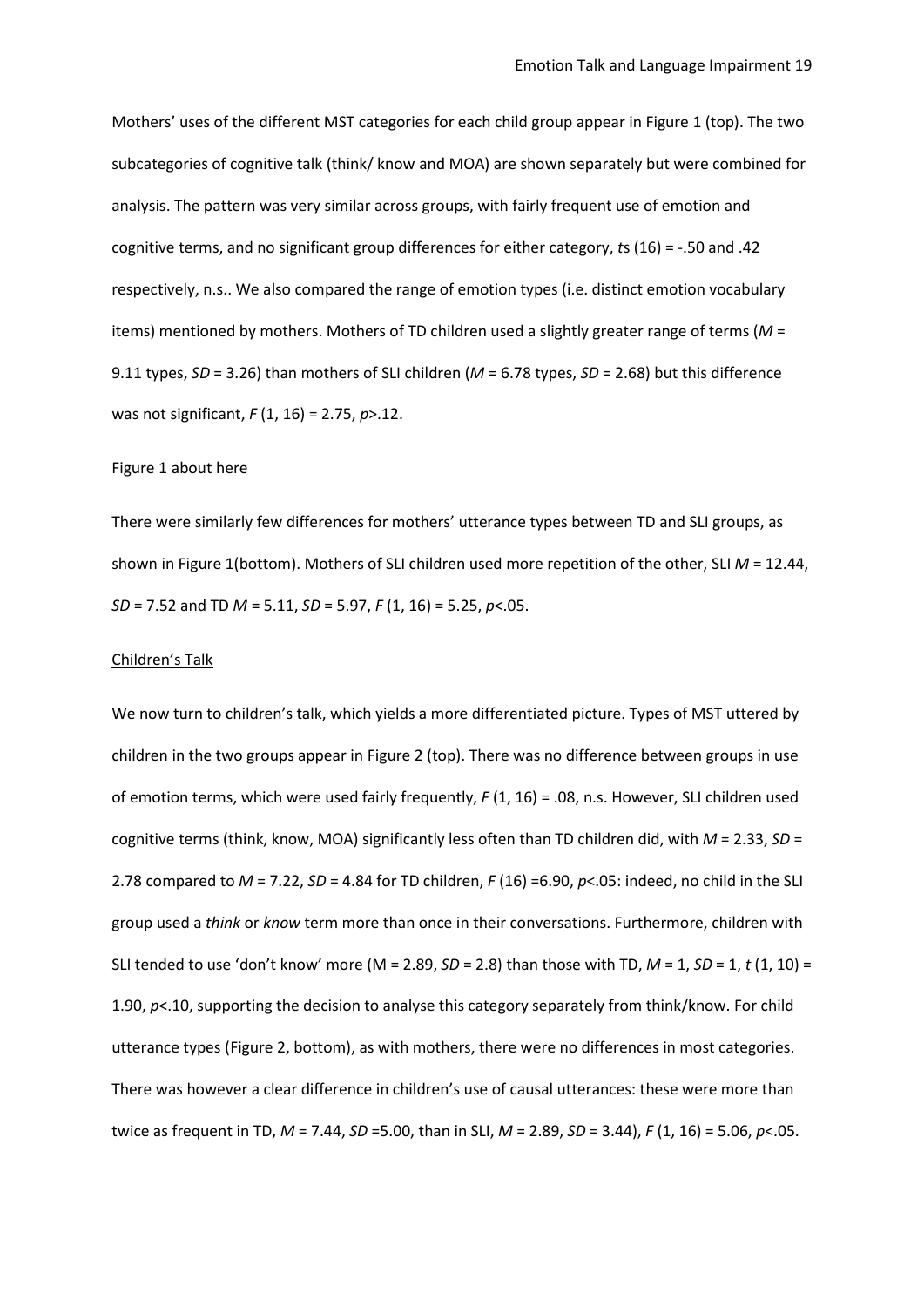Mothers' uses of the different MST categories for each child group appear in Figure 1 (top). The two subcategories of cognitive talk (think/ know and MOA) are shown separately but were combined for analysis. The pattern was very similar across groups, with fairly frequent use of emotion and cognitive terms, and no significant group differences for either category, *t*s (16) = -.50 and .42 respectively, n.s.. We also compared the range of emotion types (i.e. distinct emotion vocabulary items) mentioned by mothers. Mothers of TD children used a slightly greater range of terms ($M$ = 9.11 types, $SD$ = 3.26) than mothers of SLI children ($M$ = 6.78 types, $SD$ = 2.68) but this difference was not significant, $F$ (1, 16) = 2.75, $p$>.12.

Figure 1 about here

There were similarly few differences for mothers' utterance types between TD and SLI groups, as shown in Figure 1(bottom). Mothers of SLI children used more repetition of the other, SLI $M$ = 12.44, $SD$ = 7.52 and TD $M$ = 5.11, $SD$ = 5.97, $F$ (1, 16) = 5.25, $p$<.05.

Children's Talk

We now turn to children's talk, which yields a more differentiated picture. Types of MST uttered by children in the two groups appear in Figure 2 (top). There was no difference between groups in use of emotion terms, which were used fairly frequently, $F$ (1, 16) = .08, n.s. However, SLI children used cognitive terms (think, know, MOA) significantly less often than TD children did, with $M$ = 2.33, $SD$ = 2.78 compared to $M$ = 7.22, $SD$ = 4.84 for TD children, $F$ (16) =6.90, $p$<.05: indeed, no child in the SLI group used a *think* or *know* term more than once in their conversations. Furthermore, children with SLI tended to use 'don't know' more (M = 2.89, $SD$ = 2.8) than those with TD, $M$ = 1, $SD$ = 1, $t$ (1, 10) = 1.90, $p$<.10, supporting the decision to analyse this category separately from think/know. For child utterance types (Figure 2, bottom), as with mothers, there were no differences in most categories. There was however a clear difference in children's use of causal utterances: these were more than twice as frequent in TD, $M$ = 7.44, $SD$ =5.00, than in SLI, $M$ = 2.89, $SD$ = 3.44), $F$ (1, 16) = 5.06, $p$<.05.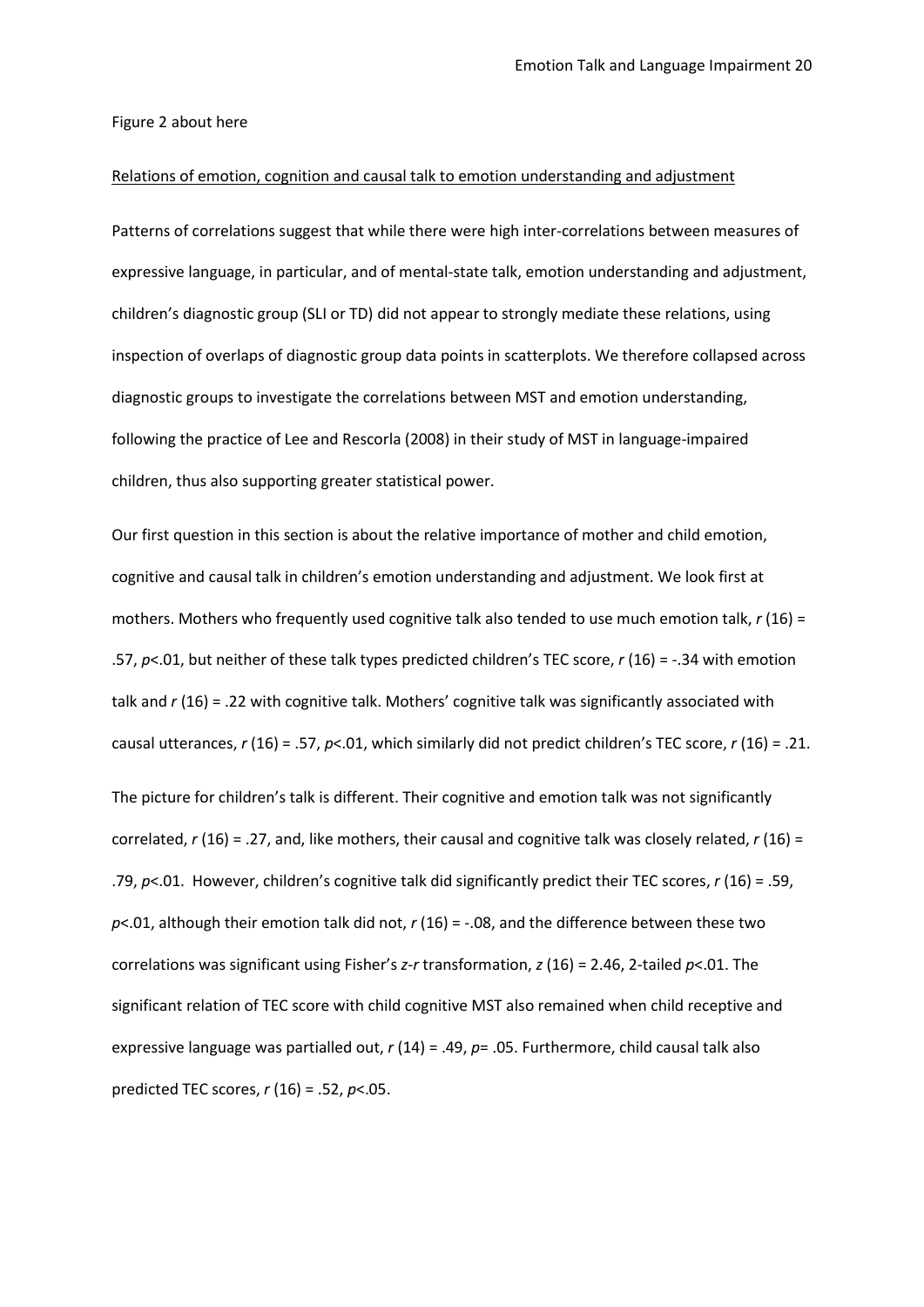Figure 2 about here

<u>Relations of emotion, cognition and causal talk to emotion understanding and adjustment</u>

Patterns of correlations suggest that while there were high inter-correlations between measures of expressive language, in particular, and of mental-state talk, emotion understanding and adjustment, children's diagnostic group (SLI or TD) did not appear to strongly mediate these relations, using inspection of overlaps of diagnostic group data points in scatterplots. We therefore collapsed across diagnostic groups to investigate the correlations between MST and emotion understanding, following the practice of Lee and Rescorla (2008) in their study of MST in language-impaired children, thus also supporting greater statistical power.

Our first question in this section is about the relative importance of mother and child emotion, cognitive and causal talk in children's emotion understanding and adjustment. We look first at mothers. Mothers who frequently used cognitive talk also tended to use much emotion talk, $r\,(16) = .57$, $p<.01$, but neither of these talk types predicted children's TEC score, $r\,(16) = -.34$ with emotion talk and $r\,(16) = .22$ with cognitive talk. Mothers' cognitive talk was significantly associated with causal utterances, $r\,(16) = .57$, $p<.01$, which similarly did not predict children's TEC score, $r\,(16) = .21$.

The picture for children's talk is different. Their cognitive and emotion talk was not significantly correlated, $r\,(16) = .27$, and, like mothers, their causal and cognitive talk was closely related, $r\,(16) = .79$, $p<.01$. However, children's cognitive talk did significantly predict their TEC scores, $r\,(16) = .59$, $p<.01$, although their emotion talk did not, $r\,(16) = -.08$, and the difference between these two correlations was significant using Fisher's $z$-$r$ transformation, $z\,(16) = 2.46$, 2-tailed $p<.01$. The significant relation of TEC score with child cognitive MST also remained when child receptive and expressive language was partialled out, $r\,(14) = .49$, $p= .05$. Furthermore, child causal talk also predicted TEC scores, $r\,(16) = .52$, $p<.05$.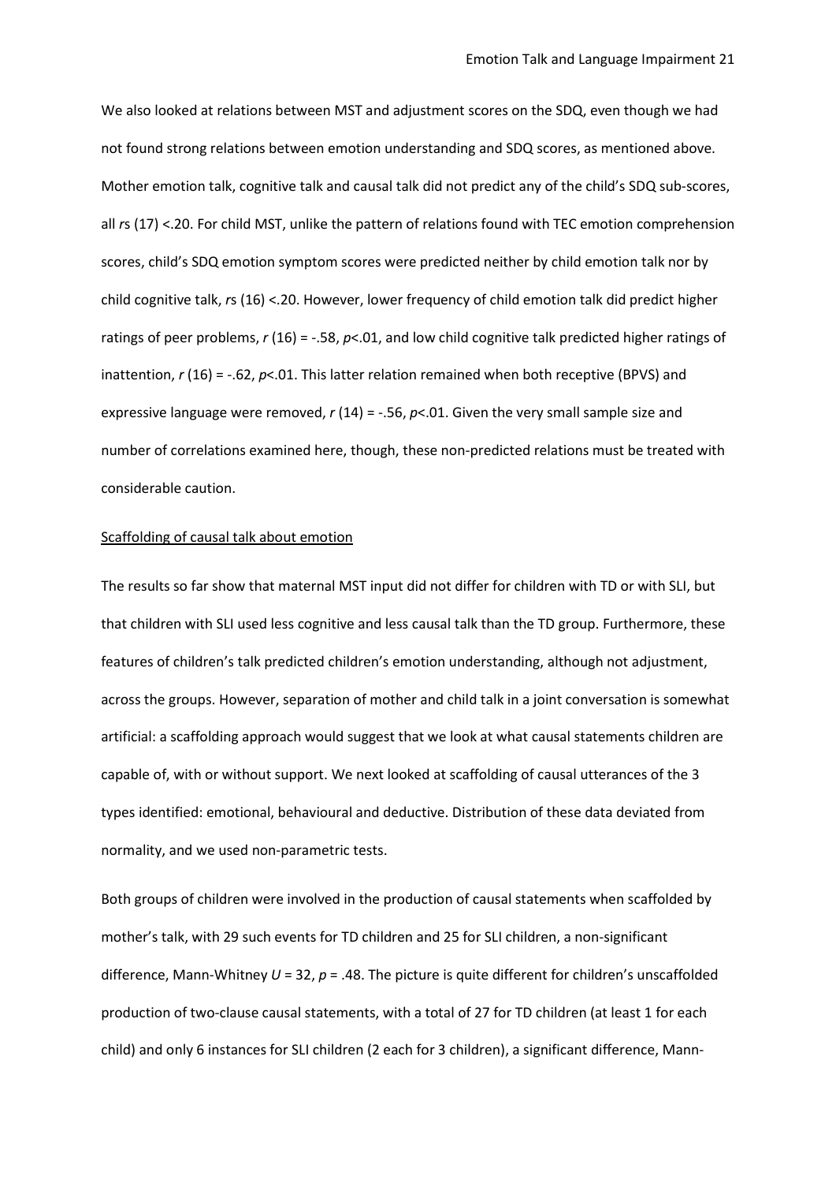We also looked at relations between MST and adjustment scores on the SDQ, even though we had not found strong relations between emotion understanding and SDQ scores, as mentioned above. Mother emotion talk, cognitive talk and causal talk did not predict any of the child's SDQ sub-scores, all *r*s (17) <.20. For child MST, unlike the pattern of relations found with TEC emotion comprehension scores, child's SDQ emotion symptom scores were predicted neither by child emotion talk nor by child cognitive talk, *r*s (16) <.20. However, lower frequency of child emotion talk did predict higher ratings of peer problems, *r* (16) = -.58, *p*<.01, and low child cognitive talk predicted higher ratings of inattention, *r* (16) = -.62, *p*<.01. This latter relation remained when both receptive (BPVS) and expressive language were removed, *r* (14) = -.56, *p*<.01. Given the very small sample size and number of correlations examined here, though, these non-predicted relations must be treated with considerable caution.

<u>Scaffolding of causal talk about emotion</u>

The results so far show that maternal MST input did not differ for children with TD or with SLI, but that children with SLI used less cognitive and less causal talk than the TD group. Furthermore, these features of children's talk predicted children's emotion understanding, although not adjustment, across the groups. However, separation of mother and child talk in a joint conversation is somewhat artificial: a scaffolding approach would suggest that we look at what causal statements children are capable of, with or without support. We next looked at scaffolding of causal utterances of the 3 types identified: emotional, behavioural and deductive. Distribution of these data deviated from normality, and we used non-parametric tests.

Both groups of children were involved in the production of causal statements when scaffolded by mother's talk, with 29 such events for TD children and 25 for SLI children, a non-significant difference, Mann-Whitney *U* = 32, *p* = .48. The picture is quite different for children's unscaffolded production of two-clause causal statements, with a total of 27 for TD children (at least 1 for each child) and only 6 instances for SLI children (2 each for 3 children), a significant difference, Mann-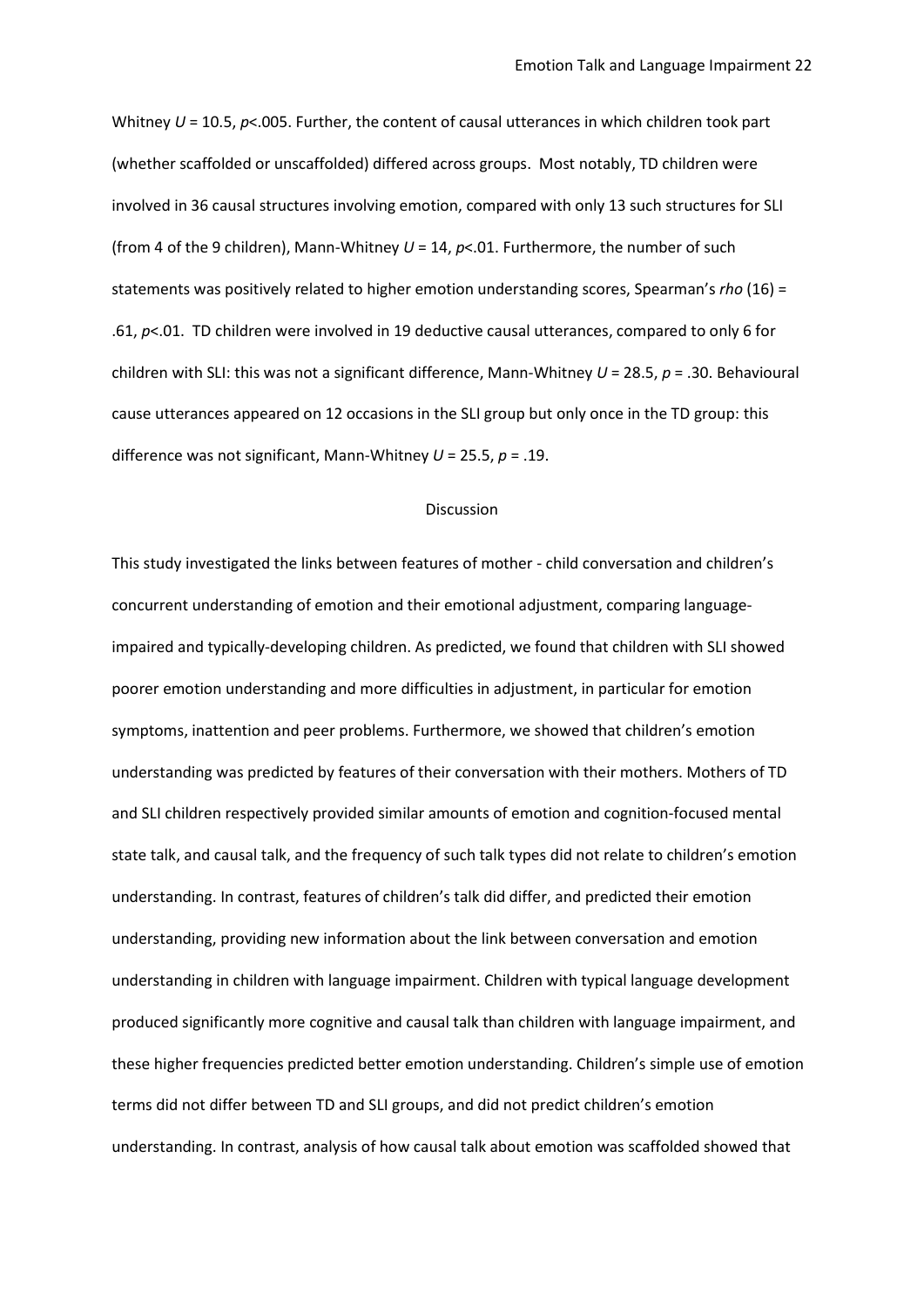Whitney $U = 10.5$, $p<.005$. Further, the content of causal utterances in which children took part (whether scaffolded or unscaffolded) differed across groups. Most notably, TD children were involved in 36 causal structures involving emotion, compared with only 13 such structures for SLI (from 4 of the 9 children), Mann-Whitney $U = 14$, $p<.01$. Furthermore, the number of such statements was positively related to higher emotion understanding scores, Spearman's *rho* $(16) = .61$, $p<.01$. TD children were involved in 19 deductive causal utterances, compared to only 6 for children with SLI: this was not a significant difference, Mann-Whitney $U = 28.5$, $p = .30$. Behavioural cause utterances appeared on 12 occasions in the SLI group but only once in the TD group: this difference was not significant, Mann-Whitney $U = 25.5$, $p = .19$.

## Discussion

This study investigated the links between features of mother - child conversation and children's concurrent understanding of emotion and their emotional adjustment, comparing language-impaired and typically-developing children. As predicted, we found that children with SLI showed poorer emotion understanding and more difficulties in adjustment, in particular for emotion symptoms, inattention and peer problems. Furthermore, we showed that children's emotion understanding was predicted by features of their conversation with their mothers. Mothers of TD and SLI children respectively provided similar amounts of emotion and cognition-focused mental state talk, and causal talk, and the frequency of such talk types did not relate to children's emotion understanding. In contrast, features of children's talk did differ, and predicted their emotion understanding, providing new information about the link between conversation and emotion understanding in children with language impairment. Children with typical language development produced significantly more cognitive and causal talk than children with language impairment, and these higher frequencies predicted better emotion understanding. Children's simple use of emotion terms did not differ between TD and SLI groups, and did not predict children's emotion understanding. In contrast, analysis of how causal talk about emotion was scaffolded showed that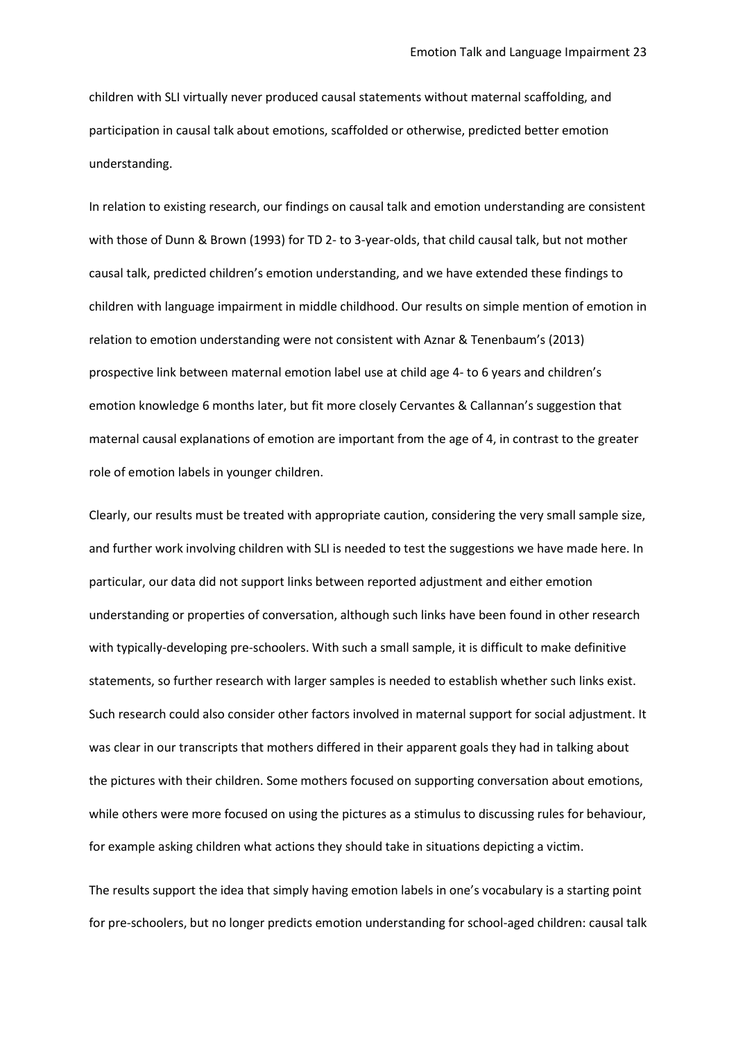children with SLI virtually never produced causal statements without maternal scaffolding, and participation in causal talk about emotions, scaffolded or otherwise, predicted better emotion understanding.

In relation to existing research, our findings on causal talk and emotion understanding are consistent with those of Dunn & Brown (1993) for TD 2- to 3-year-olds, that child causal talk, but not mother causal talk, predicted children's emotion understanding, and we have extended these findings to children with language impairment in middle childhood. Our results on simple mention of emotion in relation to emotion understanding were not consistent with Aznar & Tenenbaum's (2013) prospective link between maternal emotion label use at child age 4- to 6 years and children's emotion knowledge 6 months later, but fit more closely Cervantes & Callannan's suggestion that maternal causal explanations of emotion are important from the age of 4, in contrast to the greater role of emotion labels in younger children.

Clearly, our results must be treated with appropriate caution, considering the very small sample size, and further work involving children with SLI is needed to test the suggestions we have made here. In particular, our data did not support links between reported adjustment and either emotion understanding or properties of conversation, although such links have been found in other research with typically-developing pre-schoolers. With such a small sample, it is difficult to make definitive statements, so further research with larger samples is needed to establish whether such links exist. Such research could also consider other factors involved in maternal support for social adjustment. It was clear in our transcripts that mothers differed in their apparent goals they had in talking about the pictures with their children. Some mothers focused on supporting conversation about emotions, while others were more focused on using the pictures as a stimulus to discussing rules for behaviour, for example asking children what actions they should take in situations depicting a victim.

The results support the idea that simply having emotion labels in one's vocabulary is a starting point for pre-schoolers, but no longer predicts emotion understanding for school-aged children: causal talk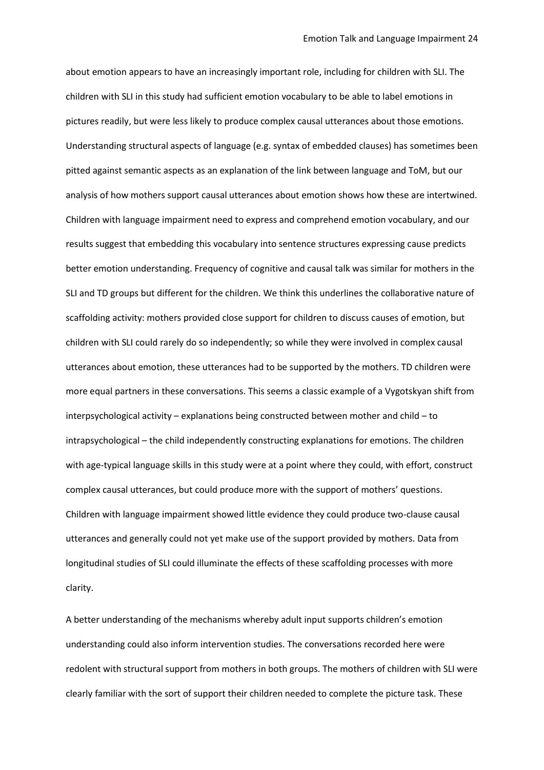about emotion appears to have an increasingly important role, including for children with SLI. The children with SLI in this study had sufficient emotion vocabulary to be able to label emotions in pictures readily, but were less likely to produce complex causal utterances about those emotions. Understanding structural aspects of language (e.g. syntax of embedded clauses) has sometimes been pitted against semantic aspects as an explanation of the link between language and ToM, but our analysis of how mothers support causal utterances about emotion shows how these are intertwined. Children with language impairment need to express and comprehend emotion vocabulary, and our results suggest that embedding this vocabulary into sentence structures expressing cause predicts better emotion understanding. Frequency of cognitive and causal talk was similar for mothers in the SLI and TD groups but different for the children. We think this underlines the collaborative nature of scaffolding activity: mothers provided close support for children to discuss causes of emotion, but children with SLI could rarely do so independently; so while they were involved in complex causal utterances about emotion, these utterances had to be supported by the mothers. TD children were more equal partners in these conversations. This seems a classic example of a Vygotskyan shift from interpsychological activity – explanations being constructed between mother and child – to intrapsychological – the child independently constructing explanations for emotions. The children with age-typical language skills in this study were at a point where they could, with effort, construct complex causal utterances, but could produce more with the support of mothers' questions. Children with language impairment showed little evidence they could produce two-clause causal utterances and generally could not yet make use of the support provided by mothers. Data from longitudinal studies of SLI could illuminate the effects of these scaffolding processes with more clarity.

A better understanding of the mechanisms whereby adult input supports children's emotion understanding could also inform intervention studies. The conversations recorded here were redolent with structural support from mothers in both groups. The mothers of children with SLI were clearly familiar with the sort of support their children needed to complete the picture task. These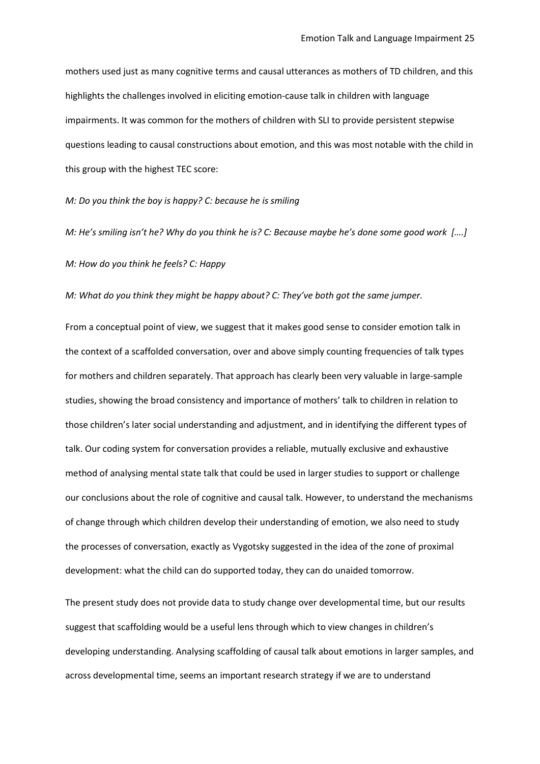mothers used just as many cognitive terms and causal utterances as mothers of TD children, and this highlights the challenges involved in eliciting emotion-cause talk in children with language impairments. It was common for the mothers of children with SLI to provide persistent stepwise questions leading to causal constructions about emotion, and this was most notable with the child in this group with the highest TEC score:

*M: Do you think the boy is happy? C: because he is smiling*

*M: He's smiling isn't he? Why do you think he is? C: Because maybe he's done some good work [….]*

*M: How do you think he feels? C: Happy*

*M: What do you think they might be happy about? C: They've both got the same jumper.*

From a conceptual point of view, we suggest that it makes good sense to consider emotion talk in the context of a scaffolded conversation, over and above simply counting frequencies of talk types for mothers and children separately. That approach has clearly been very valuable in large-sample studies, showing the broad consistency and importance of mothers' talk to children in relation to those children's later social understanding and adjustment, and in identifying the different types of talk. Our coding system for conversation provides a reliable, mutually exclusive and exhaustive method of analysing mental state talk that could be used in larger studies to support or challenge our conclusions about the role of cognitive and causal talk. However, to understand the mechanisms of change through which children develop their understanding of emotion, we also need to study the processes of conversation, exactly as Vygotsky suggested in the idea of the zone of proximal development: what the child can do supported today, they can do unaided tomorrow.

The present study does not provide data to study change over developmental time, but our results suggest that scaffolding would be a useful lens through which to view changes in children's developing understanding. Analysing scaffolding of causal talk about emotions in larger samples, and across developmental time, seems an important research strategy if we are to understand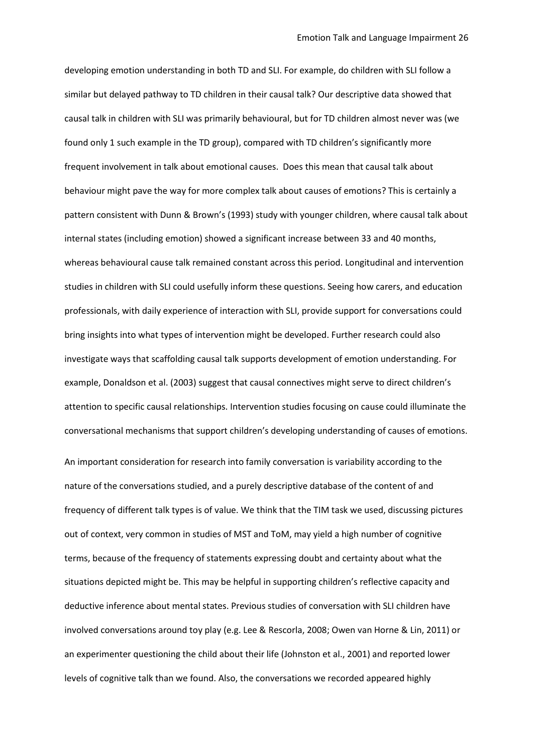developing emotion understanding in both TD and SLI. For example, do children with SLI follow a similar but delayed pathway to TD children in their causal talk? Our descriptive data showed that causal talk in children with SLI was primarily behavioural, but for TD children almost never was (we found only 1 such example in the TD group), compared with TD children's significantly more frequent involvement in talk about emotional causes. Does this mean that causal talk about behaviour might pave the way for more complex talk about causes of emotions? This is certainly a pattern consistent with Dunn & Brown's (1993) study with younger children, where causal talk about internal states (including emotion) showed a significant increase between 33 and 40 months, whereas behavioural cause talk remained constant across this period. Longitudinal and intervention studies in children with SLI could usefully inform these questions. Seeing how carers, and education professionals, with daily experience of interaction with SLI, provide support for conversations could bring insights into what types of intervention might be developed. Further research could also investigate ways that scaffolding causal talk supports development of emotion understanding. For example, Donaldson et al. (2003) suggest that causal connectives might serve to direct children's attention to specific causal relationships. Intervention studies focusing on cause could illuminate the conversational mechanisms that support children's developing understanding of causes of emotions.

An important consideration for research into family conversation is variability according to the nature of the conversations studied, and a purely descriptive database of the content of and frequency of different talk types is of value. We think that the TIM task we used, discussing pictures out of context, very common in studies of MST and ToM, may yield a high number of cognitive terms, because of the frequency of statements expressing doubt and certainty about what the situations depicted might be. This may be helpful in supporting children's reflective capacity and deductive inference about mental states. Previous studies of conversation with SLI children have involved conversations around toy play (e.g. Lee & Rescorla, 2008; Owen van Horne & Lin, 2011) or an experimenter questioning the child about their life (Johnston et al., 2001) and reported lower levels of cognitive talk than we found. Also, the conversations we recorded appeared highly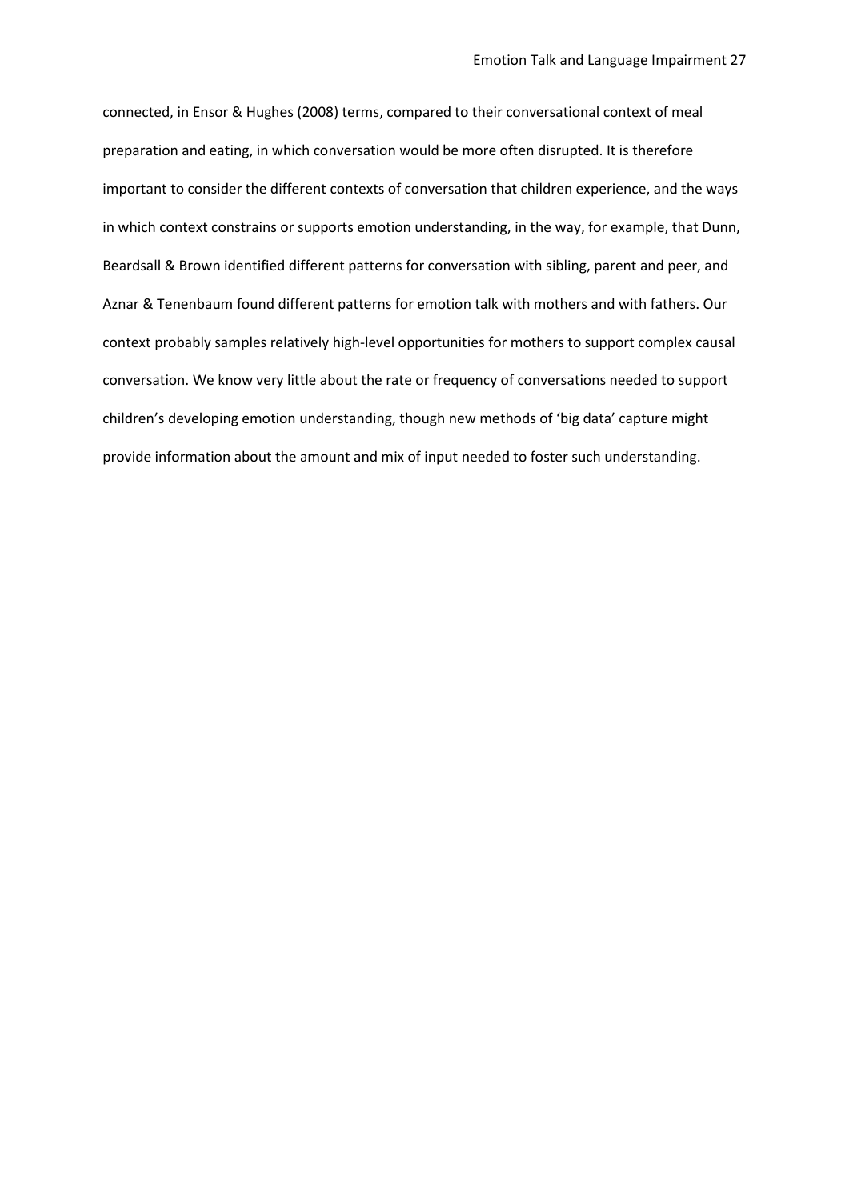connected, in Ensor & Hughes (2008) terms, compared to their conversational context of meal preparation and eating, in which conversation would be more often disrupted. It is therefore important to consider the different contexts of conversation that children experience, and the ways in which context constrains or supports emotion understanding, in the way, for example, that Dunn, Beardsall & Brown identified different patterns for conversation with sibling, parent and peer, and Aznar & Tenenbaum found different patterns for emotion talk with mothers and with fathers. Our context probably samples relatively high-level opportunities for mothers to support complex causal conversation. We know very little about the rate or frequency of conversations needed to support children's developing emotion understanding, though new methods of 'big data' capture might provide information about the amount and mix of input needed to foster such understanding.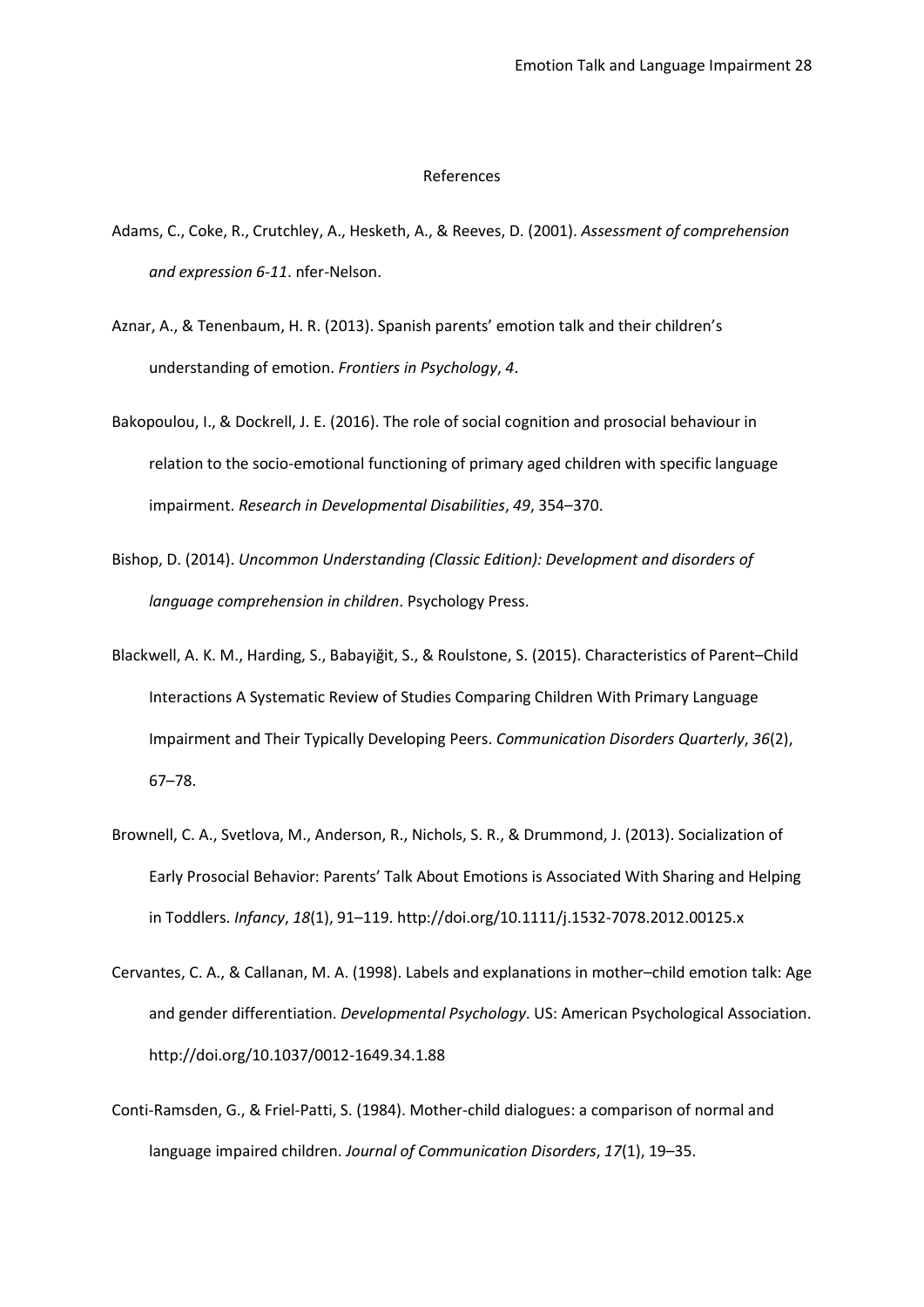# References

Adams, C., Coke, R., Crutchley, A., Hesketh, A., & Reeves, D. (2001). *Assessment of comprehension and expression 6-11*. nfer-Nelson.

Aznar, A., & Tenenbaum, H. R. (2013). Spanish parents' emotion talk and their children's understanding of emotion. *Frontiers in Psychology*, *4*.

Bakopoulou, I., & Dockrell, J. E. (2016). The role of social cognition and prosocial behaviour in relation to the socio-emotional functioning of primary aged children with specific language impairment. *Research in Developmental Disabilities*, *49*, 354–370.

Bishop, D. (2014). *Uncommon Understanding (Classic Edition): Development and disorders of language comprehension in children*. Psychology Press.

Blackwell, A. K. M., Harding, S., Babayiğit, S., & Roulstone, S. (2015). Characteristics of Parent–Child Interactions A Systematic Review of Studies Comparing Children With Primary Language Impairment and Their Typically Developing Peers. *Communication Disorders Quarterly*, *36*(2), 67–78.

Brownell, C. A., Svetlova, M., Anderson, R., Nichols, S. R., & Drummond, J. (2013). Socialization of Early Prosocial Behavior: Parents' Talk About Emotions is Associated With Sharing and Helping in Toddlers. *Infancy*, *18*(1), 91–119. http://doi.org/10.1111/j.1532-7078.2012.00125.x

Cervantes, C. A., & Callanan, M. A. (1998). Labels and explanations in mother–child emotion talk: Age and gender differentiation. *Developmental Psychology*. US: American Psychological Association. http://doi.org/10.1037/0012-1649.34.1.88

Conti-Ramsden, G., & Friel-Patti, S. (1984). Mother-child dialogues: a comparison of normal and language impaired children. *Journal of Communication Disorders*, *17*(1), 19–35.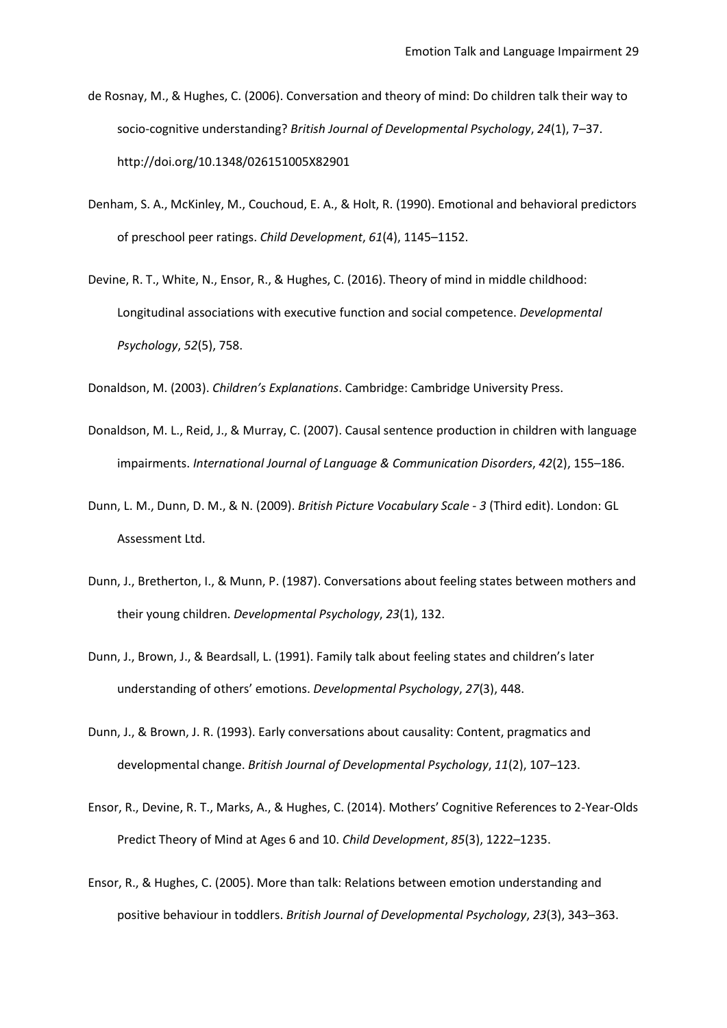de Rosnay, M., & Hughes, C. (2006). Conversation and theory of mind: Do children talk their way to socio-cognitive understanding? *British Journal of Developmental Psychology*, *24*(1), 7–37. http://doi.org/10.1348/026151005X82901

Denham, S. A., McKinley, M., Couchoud, E. A., & Holt, R. (1990). Emotional and behavioral predictors of preschool peer ratings. *Child Development*, *61*(4), 1145–1152.

Devine, R. T., White, N., Ensor, R., & Hughes, C. (2016). Theory of mind in middle childhood: Longitudinal associations with executive function and social competence. *Developmental Psychology*, *52*(5), 758.

Donaldson, M. (2003). *Children's Explanations*. Cambridge: Cambridge University Press.

Donaldson, M. L., Reid, J., & Murray, C. (2007). Causal sentence production in children with language impairments. *International Journal of Language & Communication Disorders*, *42*(2), 155–186.

Dunn, L. M., Dunn, D. M., & N. (2009). *British Picture Vocabulary Scale - 3* (Third edit). London: GL Assessment Ltd.

Dunn, J., Bretherton, I., & Munn, P. (1987). Conversations about feeling states between mothers and their young children. *Developmental Psychology*, *23*(1), 132.

Dunn, J., Brown, J., & Beardsall, L. (1991). Family talk about feeling states and children's later understanding of others' emotions. *Developmental Psychology*, *27*(3), 448.

Dunn, J., & Brown, J. R. (1993). Early conversations about causality: Content, pragmatics and developmental change. *British Journal of Developmental Psychology*, *11*(2), 107–123.

Ensor, R., Devine, R. T., Marks, A., & Hughes, C. (2014). Mothers' Cognitive References to 2-Year-Olds Predict Theory of Mind at Ages 6 and 10. *Child Development*, *85*(3), 1222–1235.

Ensor, R., & Hughes, C. (2005). More than talk: Relations between emotion understanding and positive behaviour in toddlers. *British Journal of Developmental Psychology*, *23*(3), 343–363.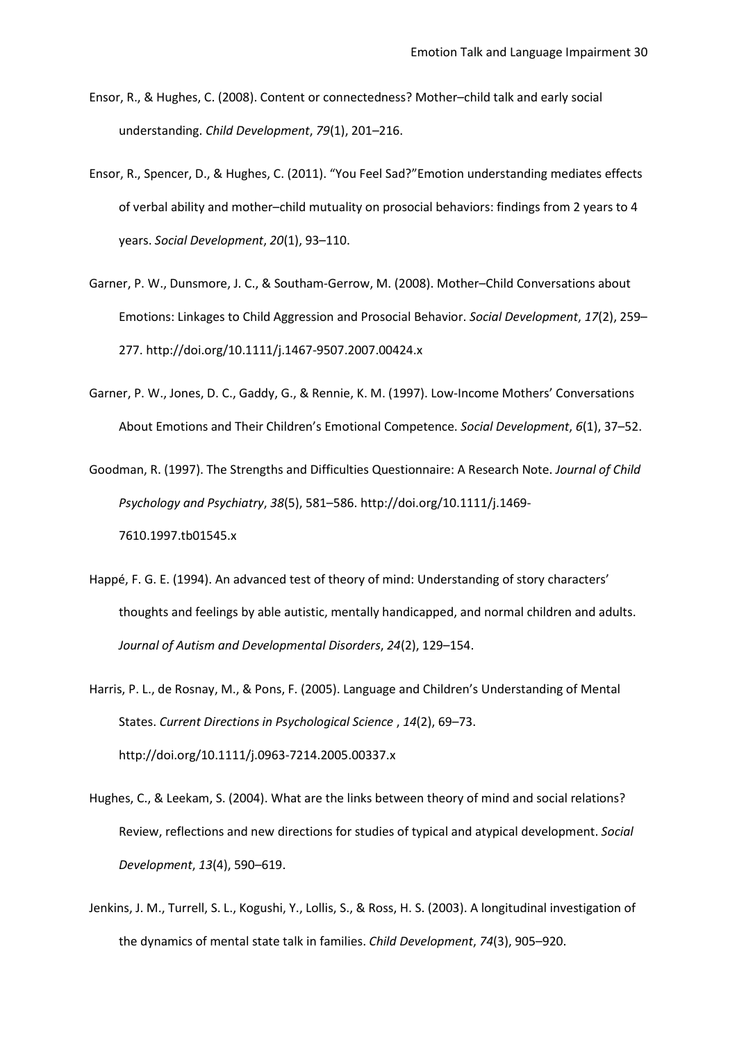Ensor, R., & Hughes, C. (2008). Content or connectedness? Mother–child talk and early social understanding. *Child Development*, *79*(1), 201–216.

Ensor, R., Spencer, D., & Hughes, C. (2011). "You Feel Sad?"Emotion understanding mediates effects of verbal ability and mother–child mutuality on prosocial behaviors: findings from 2 years to 4 years. *Social Development*, *20*(1), 93–110.

Garner, P. W., Dunsmore, J. C., & Southam-Gerrow, M. (2008). Mother–Child Conversations about Emotions: Linkages to Child Aggression and Prosocial Behavior. *Social Development*, *17*(2), 259–277. http://doi.org/10.1111/j.1467-9507.2007.00424.x

Garner, P. W., Jones, D. C., Gaddy, G., & Rennie, K. M. (1997). Low-Income Mothers' Conversations About Emotions and Their Children's Emotional Competence. *Social Development*, *6*(1), 37–52.

Goodman, R. (1997). The Strengths and Difficulties Questionnaire: A Research Note. *Journal of Child Psychology and Psychiatry*, *38*(5), 581–586. http://doi.org/10.1111/j.1469-7610.1997.tb01545.x

Happé, F. G. E. (1994). An advanced test of theory of mind: Understanding of story characters' thoughts and feelings by able autistic, mentally handicapped, and normal children and adults. *Journal of Autism and Developmental Disorders*, *24*(2), 129–154.

Harris, P. L., de Rosnay, M., & Pons, F. (2005). Language and Children's Understanding of Mental States. *Current Directions in Psychological Science* , *14*(2), 69–73. http://doi.org/10.1111/j.0963-7214.2005.00337.x

Hughes, C., & Leekam, S. (2004). What are the links between theory of mind and social relations? Review, reflections and new directions for studies of typical and atypical development. *Social Development*, *13*(4), 590–619.

Jenkins, J. M., Turrell, S. L., Kogushi, Y., Lollis, S., & Ross, H. S. (2003). A longitudinal investigation of the dynamics of mental state talk in families. *Child Development*, *74*(3), 905–920.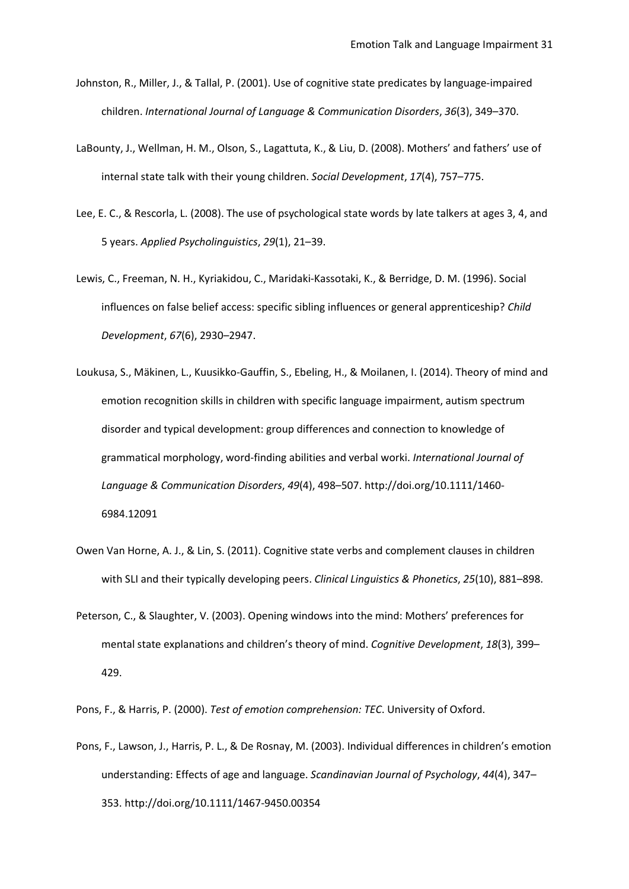Johnston, R., Miller, J., & Tallal, P. (2001). Use of cognitive state predicates by language-impaired children. *International Journal of Language & Communication Disorders*, *36*(3), 349–370.

LaBounty, J., Wellman, H. M., Olson, S., Lagattuta, K., & Liu, D. (2008). Mothers' and fathers' use of internal state talk with their young children. *Social Development*, *17*(4), 757–775.

Lee, E. C., & Rescorla, L. (2008). The use of psychological state words by late talkers at ages 3, 4, and 5 years. *Applied Psycholinguistics*, *29*(1), 21–39.

Lewis, C., Freeman, N. H., Kyriakidou, C., Maridaki-Kassotaki, K., & Berridge, D. M. (1996). Social influences on false belief access: specific sibling influences or general apprenticeship? *Child Development*, *67*(6), 2930–2947.

Loukusa, S., Mäkinen, L., Kuusikko-Gauffin, S., Ebeling, H., & Moilanen, I. (2014). Theory of mind and emotion recognition skills in children with specific language impairment, autism spectrum disorder and typical development: group differences and connection to knowledge of grammatical morphology, word-finding abilities and verbal worki. *International Journal of Language & Communication Disorders*, *49*(4), 498–507. http://doi.org/10.1111/1460-6984.12091

Owen Van Horne, A. J., & Lin, S. (2011). Cognitive state verbs and complement clauses in children with SLI and their typically developing peers. *Clinical Linguistics & Phonetics*, *25*(10), 881–898.

Peterson, C., & Slaughter, V. (2003). Opening windows into the mind: Mothers' preferences for mental state explanations and children's theory of mind. *Cognitive Development*, *18*(3), 399–429.

Pons, F., & Harris, P. (2000). *Test of emotion comprehension: TEC*. University of Oxford.

Pons, F., Lawson, J., Harris, P. L., & De Rosnay, M. (2003). Individual differences in children's emotion understanding: Effects of age and language. *Scandinavian Journal of Psychology*, *44*(4), 347–353. http://doi.org/10.1111/1467-9450.00354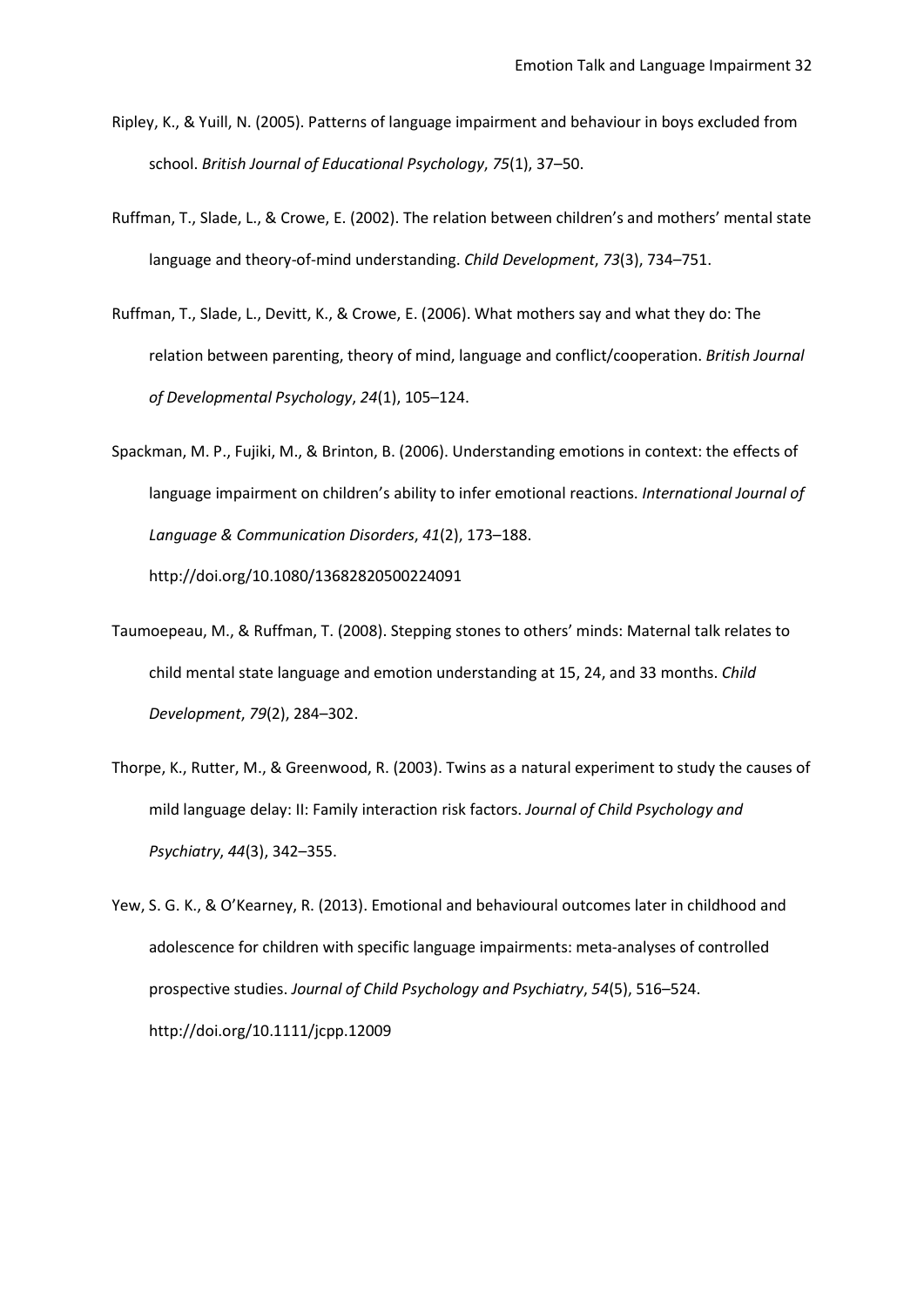Ripley, K., & Yuill, N. (2005). Patterns of language impairment and behaviour in boys excluded from school. *British Journal of Educational Psychology*, *75*(1), 37–50.

Ruffman, T., Slade, L., & Crowe, E. (2002). The relation between children's and mothers' mental state language and theory-of-mind understanding. *Child Development*, *73*(3), 734–751.

Ruffman, T., Slade, L., Devitt, K., & Crowe, E. (2006). What mothers say and what they do: The relation between parenting, theory of mind, language and conflict/cooperation. *British Journal of Developmental Psychology*, *24*(1), 105–124.

Spackman, M. P., Fujiki, M., & Brinton, B. (2006). Understanding emotions in context: the effects of language impairment on children's ability to infer emotional reactions. *International Journal of Language & Communication Disorders*, *41*(2), 173–188. http://doi.org/10.1080/13682820500224091

Taumoepeau, M., & Ruffman, T. (2008). Stepping stones to others' minds: Maternal talk relates to child mental state language and emotion understanding at 15, 24, and 33 months. *Child Development*, *79*(2), 284–302.

Thorpe, K., Rutter, M., & Greenwood, R. (2003). Twins as a natural experiment to study the causes of mild language delay: II: Family interaction risk factors. *Journal of Child Psychology and Psychiatry*, *44*(3), 342–355.

Yew, S. G. K., & O'Kearney, R. (2013). Emotional and behavioural outcomes later in childhood and adolescence for children with specific language impairments: meta-analyses of controlled prospective studies. *Journal of Child Psychology and Psychiatry*, *54*(5), 516–524. http://doi.org/10.1111/jcpp.12009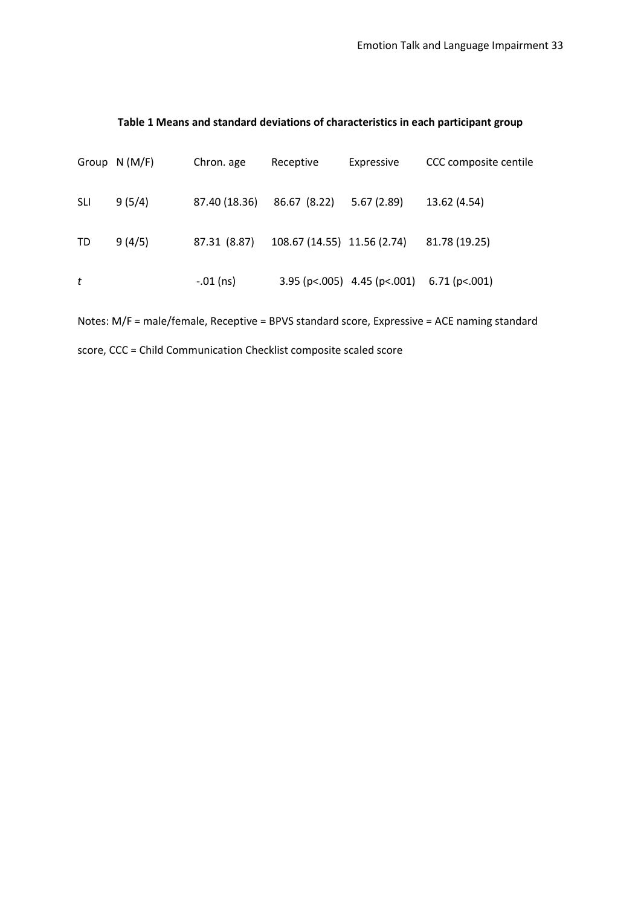**Table 1 Means and standard deviations of characteristics in each participant group**

| Group | N (M/F) | Chron. age | Receptive | Expressive | CCC composite centile |
|---|---|---|---|---|---|
| SLI | 9 (5/4) | 87.40 (18.36) | 86.67 (8.22) | 5.67 (2.89) | 13.62 (4.54) |
| TD | 9 (4/5) | 87.31 (8.87) | 108.67 (14.55) | 11.56 (2.74) | 81.78 (19.25) |
| *t* | | -.01 (ns) | 3.95 (p<.005) | 4.45 (p<.001) | 6.71 (p<.001) |

Notes: M/F = male/female, Receptive = BPVS standard score, Expressive = ACE naming standard score, CCC = Child Communication Checklist composite scaled score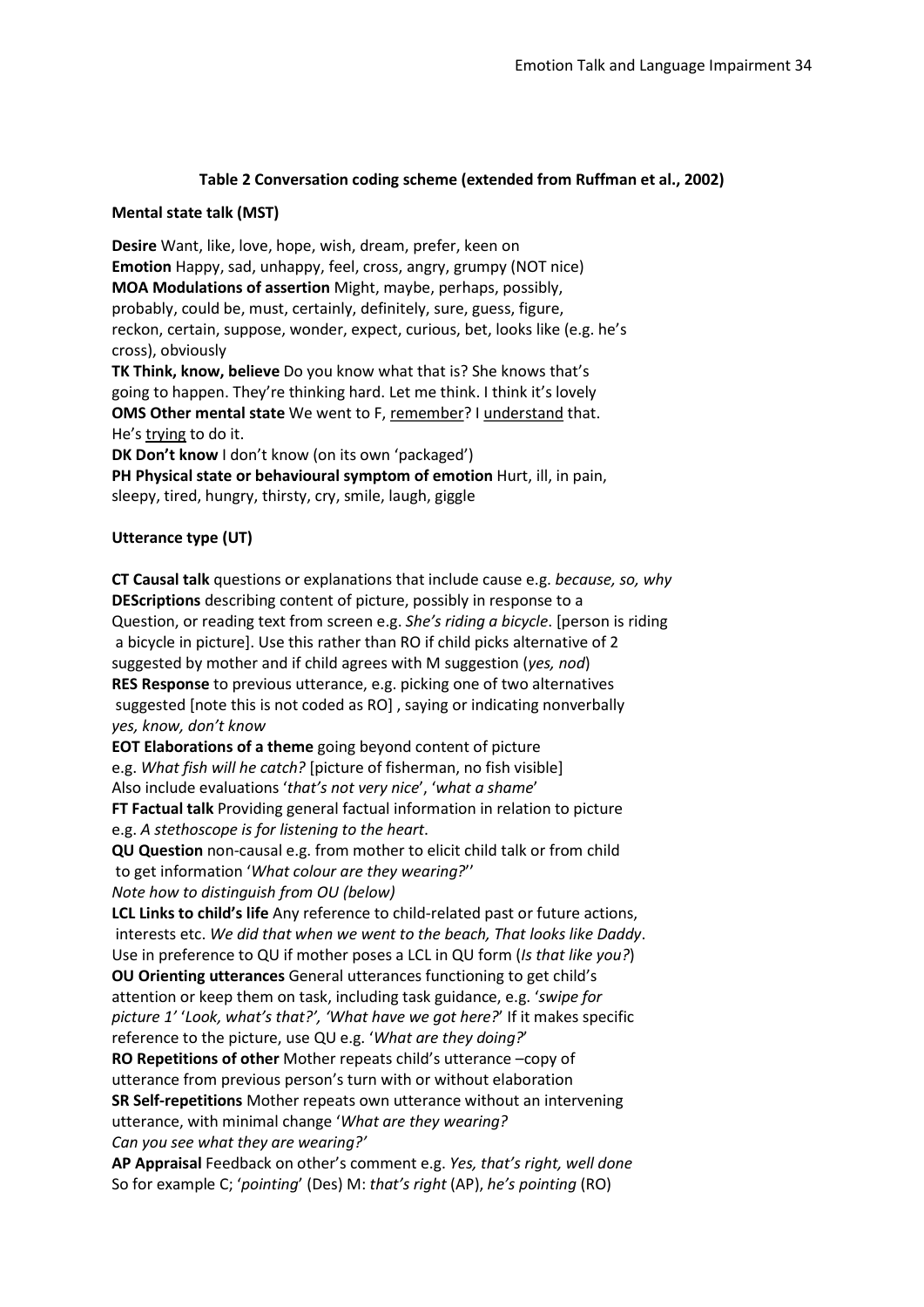**Table 2 Conversation coding scheme (extended from Ruffman et al., 2002)**

**Mental state talk (MST)**

**Desire** Want, like, love, hope, wish, dream, prefer, keen on
**Emotion** Happy, sad, unhappy, feel, cross, angry, grumpy (NOT nice)
**MOA Modulations of assertion** Might, maybe, perhaps, possibly, probably, could be, must, certainly, definitely, sure, guess, figure, reckon, certain, suppose, wonder, expect, curious, bet, looks like (e.g. he's cross), obviously
**TK Think, know, believe** Do you know what that is? She knows that's going to happen. They're thinking hard. Let me think. I think it's lovely
**OMS Other mental state** We went to F, <u>remember</u>? I <u>understand</u> that. He's <u>trying</u> to do it.
**DK Don't know** I don't know (on its own 'packaged')
**PH Physical state or behavioural symptom of emotion** Hurt, ill, in pain, sleepy, tired, hungry, thirsty, cry, smile, laugh, giggle

**Utterance type (UT)**

**CT Causal talk** questions or explanations that include cause e.g. *because, so, why*
**DEScriptions** describing content of picture, possibly in response to a Question, or reading text from screen e.g. *She's riding a bicycle*. [person is riding a bicycle in picture]. Use this rather than RO if child picks alternative of 2 suggested by mother and if child agrees with M suggestion (*yes, nod*)
**RES Response** to previous utterance, e.g. picking one of two alternatives suggested [note this is not coded as RO] , saying or indicating nonverbally *yes, know, don't know*
**EOT Elaborations of a theme** going beyond content of picture e.g. *What fish will he catch?* [picture of fisherman, no fish visible] Also include evaluations '*that's not very nice*', '*what a shame*'
**FT Factual talk** Providing general factual information in relation to picture e.g. *A stethoscope is for listening to the heart*.
**QU Question** non-causal e.g. from mother to elicit child talk or from child to get information '*What colour are they wearing?*''
*Note how to distinguish from OU (below)*
**LCL Links to child's life** Any reference to child-related past or future actions, interests etc. *We did that when we went to the beach, That looks like Daddy*. Use in preference to QU if mother poses a LCL in QU form (*Is that like you?*)
**OU Orienting utterances** General utterances functioning to get child's attention or keep them on task, including task guidance, e.g. '*swipe for picture 1*' '*Look, what's that?', 'What have we got here?*' If it makes specific reference to the picture, use QU e.g. '*What are they doing?*'
**RO Repetitions of other** Mother repeats child's utterance –copy of utterance from previous person's turn with or without elaboration
**SR Self-repetitions** Mother repeats own utterance without an intervening utterance, with minimal change '*What are they wearing? Can you see what they are wearing?'*
**AP Appraisal** Feedback on other's comment e.g. *Yes, that's right, well done*
So for example C; '*pointing*' (Des) M: *that's right* (AP), *he's pointing* (RO)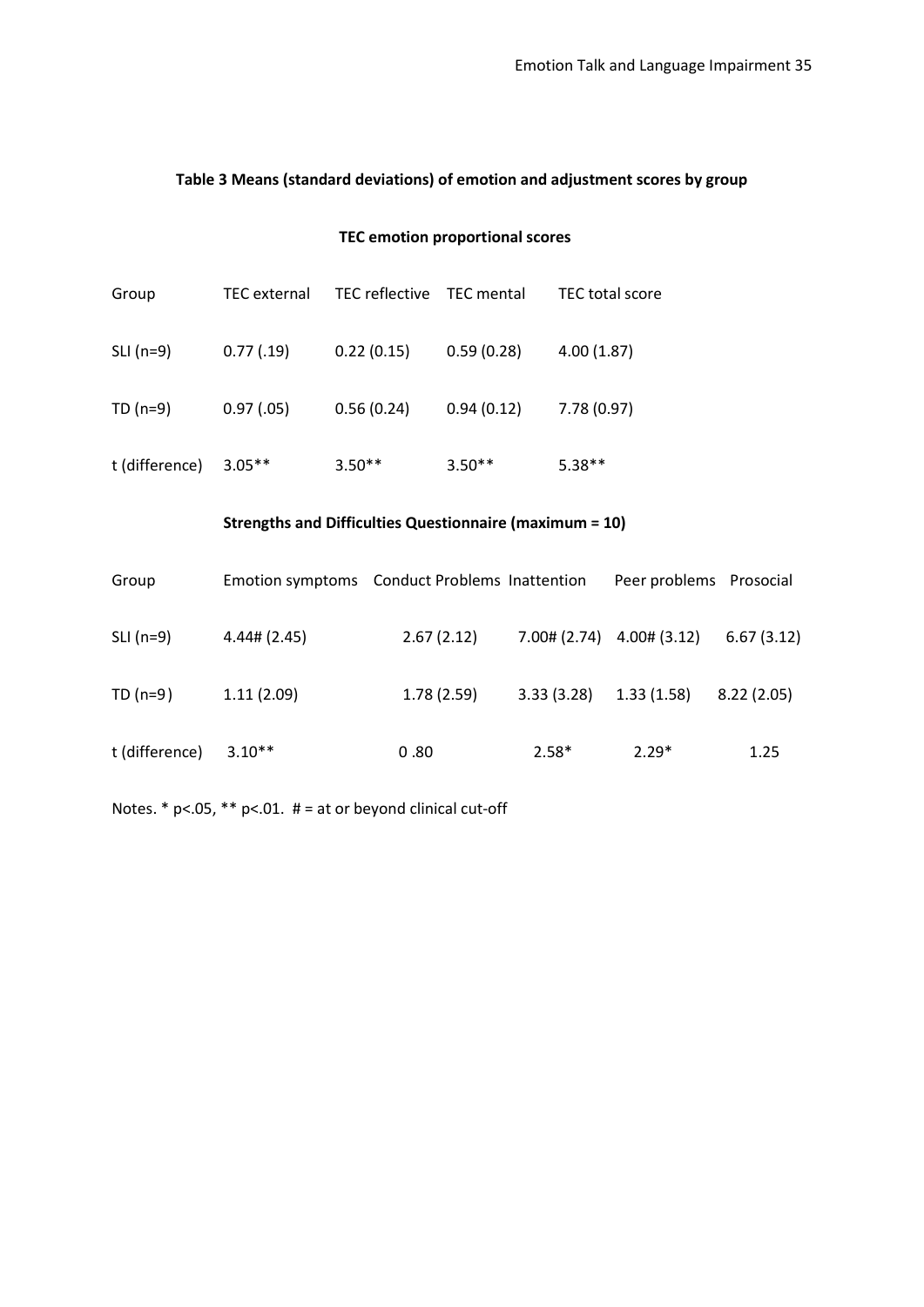**Table 3 Means (standard deviations) of emotion and adjustment scores by group**

**TEC emotion proportional scores**

| Group | TEC external | TEC reflective | TEC mental | TEC total score |
|---|---|---|---|---|
| SLI (n=9) | 0.77 (.19) | 0.22 (0.15) | 0.59 (0.28) | 4.00 (1.87) |
| TD (n=9) | 0.97 (.05) | 0.56 (0.24) | 0.94 (0.12) | 7.78 (0.97) |
| t (difference) | 3.05** | 3.50** | 3.50** | 5.38** |

**Strengths and Difficulties Questionnaire (maximum = 10)**

| Group | Emotion symptoms | Conduct Problems | Inattention | Peer problems | Prosocial |
|---|---|---|---|---|---|
| SLI (n=9) | 4.44# (2.45) | 2.67 (2.12) | 7.00# (2.74) | 4.00# (3.12) | 6.67 (3.12) |
| TD (n=9) | 1.11 (2.09) | 1.78 (2.59) | 3.33 (3.28) | 1.33 (1.58) | 8.22 (2.05) |
| t (difference) | 3.10** | 0 .80 | 2.58* | 2.29* | 1.25 |

Notes. * p<.05, ** p<.01. # = at or beyond clinical cut-off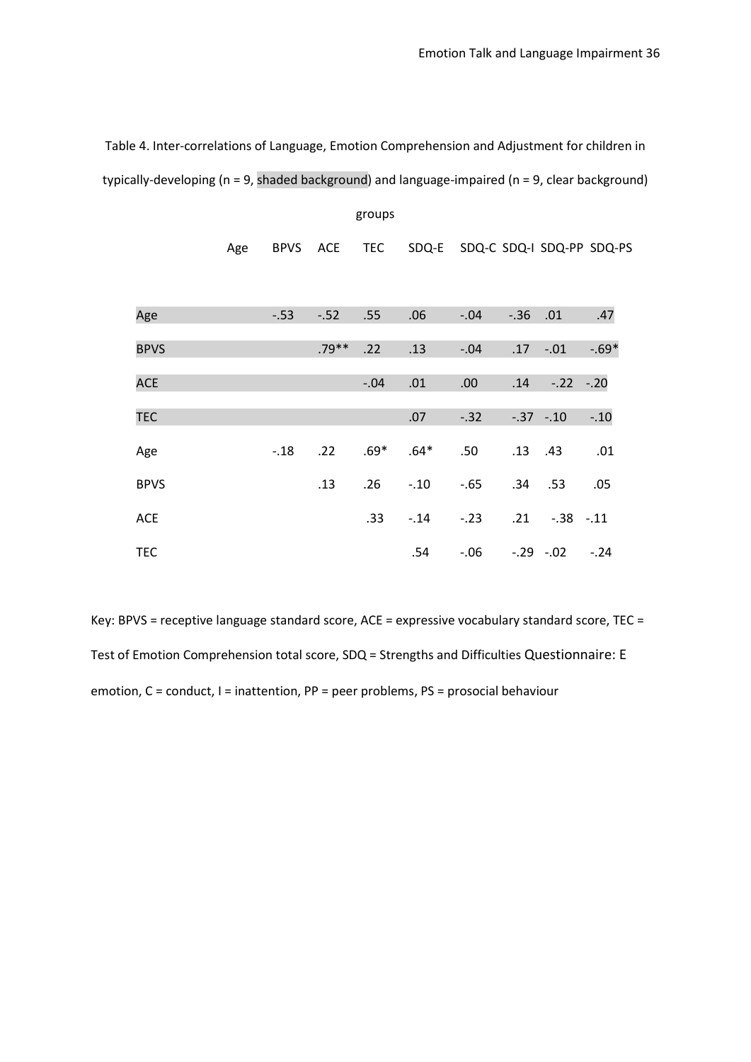Table 4. Inter-correlations of Language, Emotion Comprehension and Adjustment for children in typically-developing (n = 9, shaded background) and language-impaired (n = 9, clear background) groups

| | Age | BPVS | ACE | TEC | SDQ-E | SDQ-C | SDQ-I | SDQ-PP | SDQ-PS |
|---|---|---|---|---|---|---|---|---|---|
| Age | | -.53 | -.52 | .55 | .06 | -.04 | -.36 | .01 | .47 |
| BPVS | | | .79** | .22 | .13 | -.04 | .17 | -.01 | -.69* |
| ACE | | | | -.04 | .01 | .00 | .14 | -.22 | -.20 |
| TEC | | | | | .07 | -.32 | -.37 | -.10 | -.10 |
| Age | | -.18 | .22 | .69* | .64* | .50 | .13 | .43 | .01 |
| BPVS | | | .13 | .26 | -.10 | -.65 | .34 | .53 | .05 |
| ACE | | | | .33 | -.14 | -.23 | .21 | -.38 | -.11 |
| TEC | | | | | .54 | -.06 | -.29 | -.02 | -.24 |

Key: BPVS = receptive language standard score, ACE = expressive vocabulary standard score, TEC = Test of Emotion Comprehension total score, SDQ = Strengths and Difficulties Questionnaire: E emotion, C = conduct, I = inattention, PP = peer problems, PS = prosocial behaviour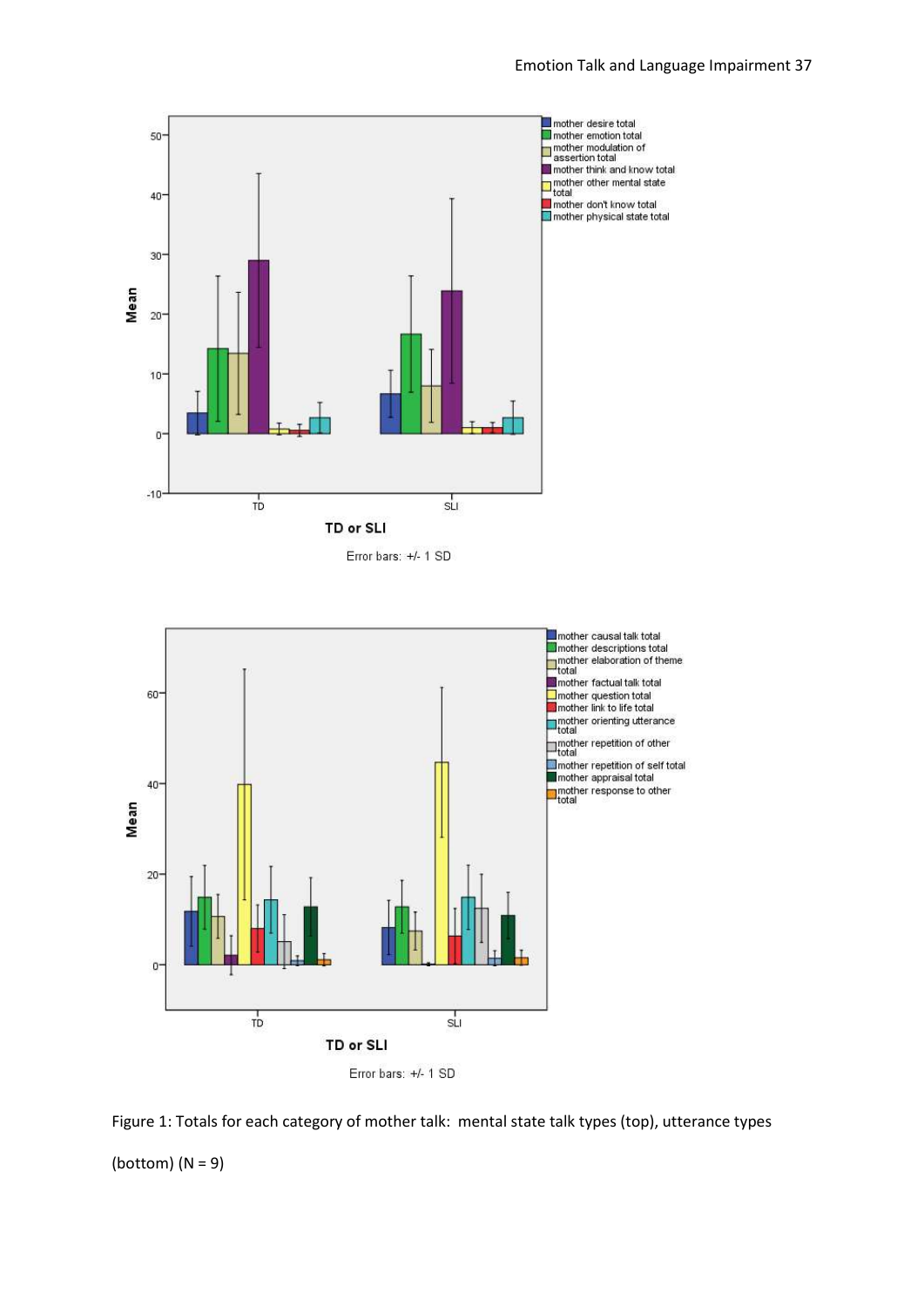Figure 1: Totals for each category of mother talk: mental state talk types (top), utterance types (bottom) (N = 9)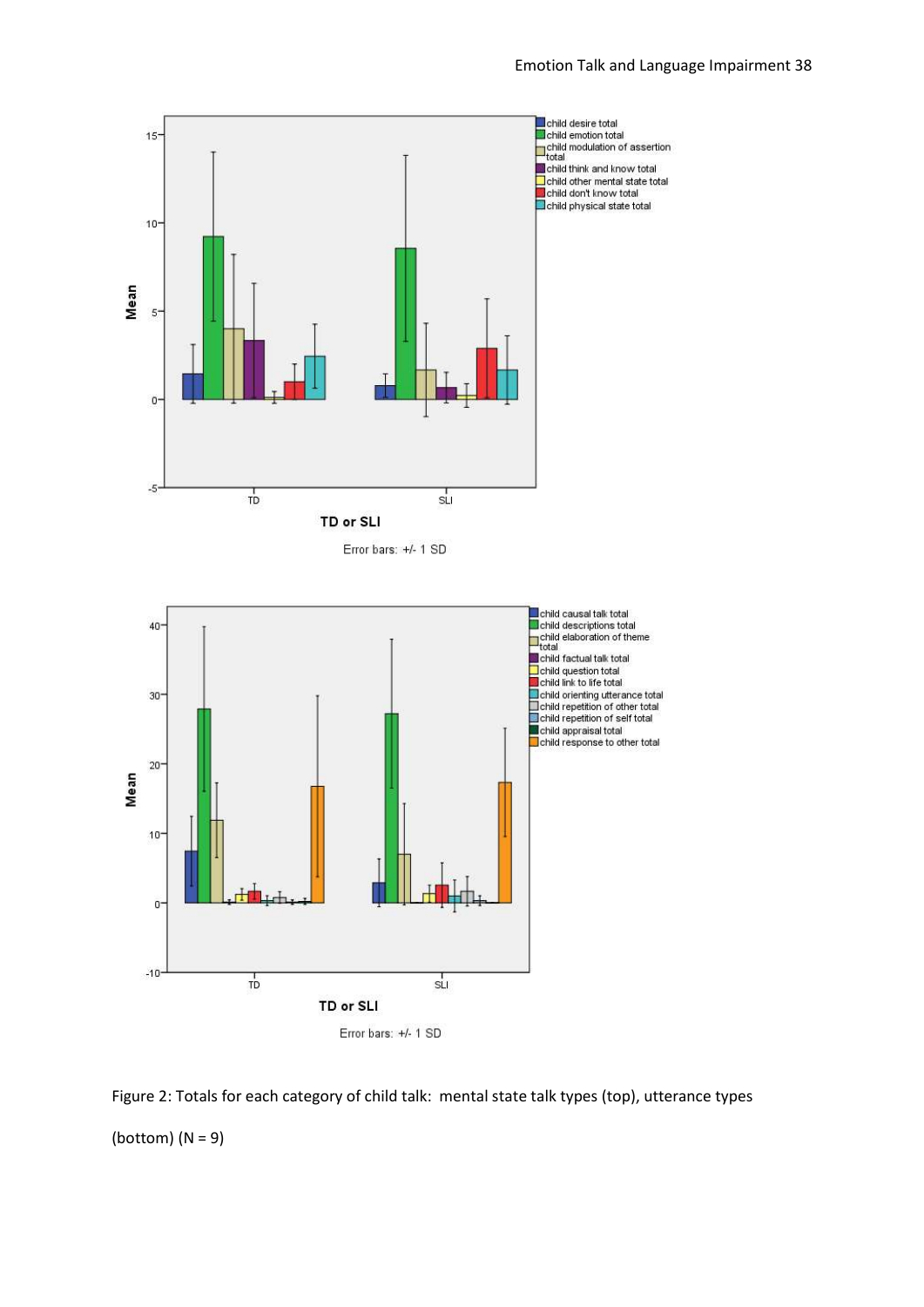Mean

15

10

5

0

-5

TD

SLI

TD or SLI

Error bars: +/- 1 SD

child desire total
child emotion total
child modulation of assertion total
child think and know total
child other mental state total
child don't know total
child physical state total

Mean

40

30

20

10

0

-10

TD

SLI

TD or SLI

Error bars: +/- 1 SD

child causal talk total
child descriptions total
child elaboration of theme total
child factual talk total
child question total
child link to life total
child orienting utterance total
child repetition of other total
child repetition of self total
child appraisal total
child response to other total

Figure 2: Totals for each category of child talk: mental state talk types (top), utterance types (bottom) (N = 9)